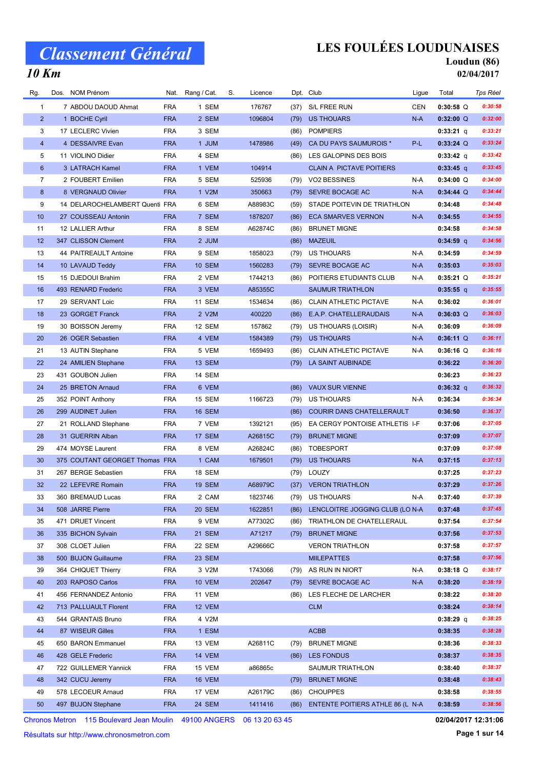# Classement Général

## 10 Km

# LES FOULÉES LOUDUNAISES

**Loudun (86)**

**02/04/2017**

| Rg. | Dos. | NOM Prénom | Nat. | Rang / Cat. | S. | Licence | Dpt. | Club | Ligue | Total | Tps Réel |
|---|---|---|---|---|---|---|---|---|---|---|---|
| 1 | 7 | ABDOU DAOUD Ahmat | FRA | 1 SEM | | 176767 | (37) | S/L FREE RUN | CEN | **0:30:58** Q | *0:30:58* |
| 2 | 1 | BOCHE Cyril | FRA | 2 SEM | | 1096804 | (79) | US THOUARS | N-A | **0:32:00** Q | *0:32:00* |
| 3 | 17 | LECLERC Vivien | FRA | 3 SEM | | | (86) | POMPIERS | | **0:33:21** q | *0:33:21* |
| 4 | 4 | DESSAIVRE Evan | FRA | 1 JUM | | 1478986 | (49) | CA DU PAYS SAUMUROIS * | P-L | **0:33:24** Q | *0:33:24* |
| 5 | 11 | VIOLINO Didier | FRA | 4 SEM | | | (86) | LES GALOPINS DES BOIS | | **0:33:42** q | *0:33:42* |
| 6 | 3 | LATRACH Kamel | FRA | 1 VEM | | 104914 | | CLAIN A PICTAVE POITIERS | | **0:33:45** q | *0:33:45* |
| 7 | 2 | FOUBERT Emilien | FRA | 5 SEM | | 525936 | (79) | VO2 BESSINES | N-A | **0:34:00** Q | *0:34:00* |
| 8 | 8 | VERGNAUD Olivier | FRA | 1 V2M | | 350663 | (79) | SEVRE BOCAGE AC | N-A | **0:34:44** Q | *0:34:44* |
| 9 | 14 | DELAROCHELAMBERT Quenti | FRA | 6 SEM | | A88983C | (59) | STADE POITEVIN DE TRIATHLON | | **0:34:48** | *0:34:48* |
| 10 | 27 | COUSSEAU Antonin | FRA | 7 SEM | | 1878207 | (86) | ECA SMARVES VERNON | N-A | **0:34:55** | *0:34:55* |
| 11 | 12 | LALLIER Arthur | FRA | 8 SEM | | A62874C | (86) | BRUNET MIGNE | | **0:34:58** | *0:34:58* |
| 12 | 347 | CLISSON Clement | FRA | 2 JUM | | | (86) | MAZEUIL | | **0:34:59** q | *0:34:56* |
| 13 | 44 | PAITREAULT Antoine | FRA | 9 SEM | | 1858023 | (79) | US THOUARS | N-A | **0:34:59** | *0:34:59* |
| 14 | 10 | LAVAUD Teddy | FRA | 10 SEM | | 1560283 | (79) | SEVRE BOCAGE AC | N-A | **0:35:03** | *0:35:03* |
| 15 | 15 | DJEDOUI Brahim | FRA | 2 VEM | | 1744213 | (86) | POITIERS ETUDIANTS CLUB | N-A | **0:35:21** Q | *0:35:21* |
| 16 | 493 | RENARD Frederic | FRA | 3 VEM | | A85355C | | SAUMUR TRIATHLON | | **0:35:55** q | *0:35:55* |
| 17 | 29 | SERVANT Loic | FRA | 11 SEM | | 1534634 | (86) | CLAIN ATHLETIC PICTAVE | N-A | **0:36:02** | *0:36:01* |
| 18 | 23 | GORGET Franck | FRA | 2 V2M | | 400220 | (86) | E.A.P. CHATELLERAUDAIS | N-A | **0:36:03** Q | *0:36:03* |
| 19 | 30 | BOISSON Jeremy | FRA | 12 SEM | | 157862 | (79) | US THOUARS (LOISIR) | N-A | **0:36:09** | *0:36:09* |
| 20 | 26 | OGER Sebastien | FRA | 4 VEM | | 1584389 | (79) | US THOUARS | N-A | **0:36:11** Q | *0:36:11* |
| 21 | 13 | AUTIN Stephane | FRA | 5 VEM | | 1659493 | (86) | CLAIN ATHLETIC PICTAVE | N-A | **0:36:16** Q | *0:36:16* |
| 22 | 24 | AMILIEN Stephane | FRA | 13 SEM | | | (79) | LA SAINT AUBINADE | | **0:36:22** | *0:36:20* |
| 23 | 431 | GOUBON Julien | FRA | 14 SEM | | | | | | **0:36:23** | *0:36:23* |
| 24 | 25 | BRETON Arnaud | FRA | 6 VEM | | | (86) | VAUX SUR VIENNE | | **0:36:32** q | *0:36:32* |
| 25 | 352 | POINT Anthony | FRA | 15 SEM | | 1166723 | (79) | US THOUARS | N-A | **0:36:34** | *0:36:34* |
| 26 | 299 | AUDINET Julien | FRA | 16 SEM | | | (86) | COURIR DANS CHATELLERAULT | | **0:36:50** | *0:36:37* |
| 27 | 21 | ROLLAND Stephane | FRA | 7 VEM | | 1392121 | (95) | EA CERGY PONTOISE ATHLETIS | I-F | **0:37:06** | *0:37:05* |
| 28 | 31 | GUERRIN Alban | FRA | 17 SEM | | A26815C | (79) | BRUNET MIGNE | | **0:37:09** | *0:37:07* |
| 29 | 474 | MOYSE Laurent | FRA | 8 VEM | | A26824C | (86) | TOBESPORT | | **0:37:09** | *0:37:08* |
| 30 | 375 | COUTANT GEORGET Thomas | FRA | 1 CAM | | 1679501 | (79) | US THOUARS | N-A | **0:37:15** | *0:37:13* |
| 31 | 267 | BERGE Sebastien | FRA | 18 SEM | | | (79) | LOUZY | | **0:37:25** | *0:37:23* |
| 32 | 22 | LEFEVRE Romain | FRA | 19 SEM | | A68979C | (37) | VERON TRIATHLON | | **0:37:29** | *0:37:26* |
| 33 | 360 | BREMAUD Lucas | FRA | 2 CAM | | 1823746 | (79) | US THOUARS | N-A | **0:37:40** | *0:37:39* |
| 34 | 508 | JARRE Pierre | FRA | 20 SEM | | 1622851 | (86) | LENCLOITRE JOGGING CLUB (LO | N-A | **0:37:48** | *0:37:45* |
| 35 | 471 | DRUET Vincent | FRA | 9 VEM | | A77302C | (86) | TRIATHLON DE CHATELLERAUL | | **0:37:54** | *0:37:54* |
| 36 | 335 | BICHON Sylvain | FRA | 21 SEM | | A71217 | (79) | BRUNET MIGNE | | **0:37:56** | *0:37:53* |
| 37 | 308 | CLOET Julien | FRA | 22 SEM | | A29666C | | VERON TRIATHLON | | **0:37:58** | *0:37:57* |
| 38 | 500 | BUJON Guillaume | FRA | 23 SEM | | | | MIILEPATTES | | **0:37:58** | *0:37:56* |
| 39 | 364 | CHIQUET Thierry | FRA | 3 V2M | | 1743066 | (79) | AS RUN IN NIORT | N-A | **0:38:18** Q | *0:38:17* |
| 40 | 203 | RAPOSO Carlos | FRA | 10 VEM | | 202647 | (79) | SEVRE BOCAGE AC | N-A | **0:38:20** | *0:38:19* |
| 41 | 456 | FERNANDEZ Antonio | FRA | 11 VEM | | | (86) | LES FLECHE DE LARCHER | | **0:38:22** | *0:38:20* |
| 42 | 713 | PALLUAULT Florent | FRA | 12 VEM | | | | CLM | | **0:38:24** | *0:38:14* |
| 43 | 544 | GRANTAIS Bruno | FRA | 4 V2M | | | | | | **0:38:29** q | *0:38:25* |
| 44 | 87 | WISEUR Gilles | FRA | 1 ESM | | | | ACBB | | **0:38:35** | *0:38:28* |
| 45 | 650 | BARON Emmanuel | FRA | 13 VEM | | A26811C | (79) | BRUNET MIGNE | | **0:38:36** | *0:38:33* |
| 46 | 428 | GELE Frederic | FRA | 14 VEM | | | (86) | LES FONDUS | | **0:38:37** | *0:38:35* |
| 47 | 722 | GUILLEMER Yannick | FRA | 15 VEM | | a86865c | | SAUMUR TRIATHLON | | **0:38:40** | *0:38:37* |
| 48 | 342 | CUCU Jeremy | FRA | 16 VEM | | | (79) | BRUNET MIGNE | | **0:38:48** | *0:38:43* |
| 49 | 578 | LECOEUR Arnaud | FRA | 17 VEM | | A26179C | (86) | CHOUPPES | | **0:38:58** | *0:38:55* |
| 50 | 497 | BUJON Stephane | FRA | 24 SEM | | 1411416 | (86) | ENTENTE POITIERS ATHLE 86 (L | N-A | **0:38:59** | *0:38:56* |

Chronos Metron 115 Boulevard Jean Moulin 49100 ANGERS 06 13 20 63 45

Résultats sur http://www.chronosmetron.com

**02/04/2017 12:31:06**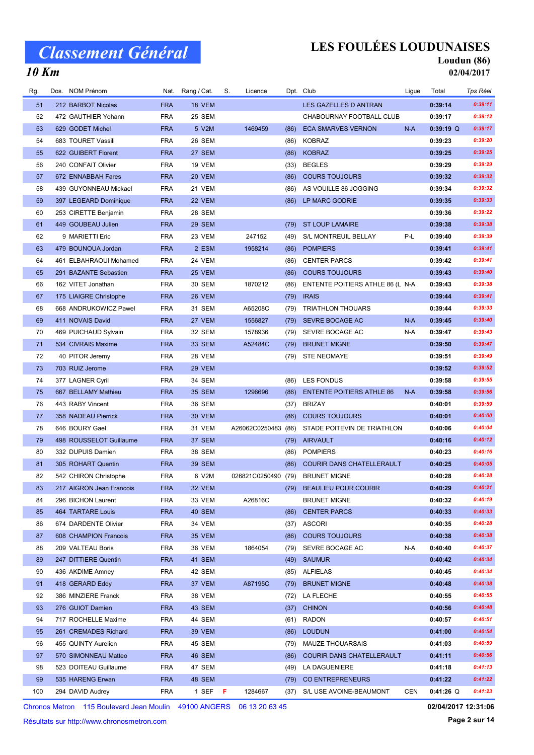# Classement Général

## 10 Km

## LES FOULÉES LOUDUNAISES

**Loudun (86)**

**02/04/2017**

| Rg. | Dos. | NOM Prénom | Nat. | Rang / Cat. | S. | Licence | Dpt. | Club | Ligue | Total | Tps Réel |
|---|---|---|---|---|---|---|---|---|---|---|---|
| 51 | 212 | BARBOT Nicolas | FRA | 18 VEM | | | | LES GAZELLES D ANTRAN | | 0:39:14 | 0:39:11 |
| 52 | 472 | GAUTHIER Yohann | FRA | 25 SEM | | | | CHABOURNAY FOOTBALL CLUB | | 0:39:17 | 0:39:12 |
| 53 | 629 | GODET Michel | FRA | 5 V2M | | 1469459 | (86) | ECA SMARVES VERNON | N-A | 0:39:19 Q | 0:39:17 |
| 54 | 683 | TOURET Vassili | FRA | 26 SEM | | | (86) | KOBRAZ | | 0:39:23 | 0:39:20 |
| 55 | 622 | GUIBERT Florent | FRA | 27 SEM | | | (86) | KOBRAZ | | 0:39:25 | 0:39:25 |
| 56 | 240 | CONFAIT Olivier | FRA | 19 VEM | | | (33) | BEGLES | | 0:39:29 | 0:39:29 |
| 57 | 672 | ENNABBAH Fares | FRA | 20 VEM | | | (86) | COURS TOUJOURS | | 0:39:32 | 0:39:32 |
| 58 | 439 | GUYONNEAU Mickael | FRA | 21 VEM | | | (86) | AS VOUILLE 86 JOGGING | | 0:39:34 | 0:39:32 |
| 59 | 397 | LEGEARD Dominique | FRA | 22 VEM | | | (86) | LP MARC GODRIE | | 0:39:35 | 0:39:33 |
| 60 | 253 | CIRETTE Benjamin | FRA | 28 SEM | | | | | | 0:39:36 | 0:39:22 |
| 61 | 449 | GOUBEAU Julien | FRA | 29 SEM | | | (79) | ST LOUP LAMAIRE | | 0:39:38 | 0:39:38 |
| 62 | 9 | MARIETTI Eric | FRA | 23 VEM | | 247152 | (49) | S/L MONTREUIL BELLAY | P-L | 0:39:40 | 0:39:39 |
| 63 | 479 | BOUNOUA Jordan | FRA | 2 ESM | | 1958214 | (86) | POMPIERS | | 0:39:41 | 0:39:41 |
| 64 | 461 | ELBAHRAOUI Mohamed | FRA | 24 VEM | | | (86) | CENTER PARCS | | 0:39:42 | 0:39:41 |
| 65 | 291 | BAZANTE Sebastien | FRA | 25 VEM | | | (86) | COURS TOUJOURS | | 0:39:43 | 0:39:40 |
| 66 | 162 | VITET Jonathan | FRA | 30 SEM | | 1870212 | (86) | ENTENTE POITIERS ATHLE 86 (L | N-A | 0:39:43 | 0:39:38 |
| 67 | 175 | LIAIGRE Christophe | FRA | 26 VEM | | | (79) | IRAIS | | 0:39:44 | 0:39:41 |
| 68 | 668 | ANDRUKOWICZ Pawel | FRA | 31 SEM | | A65208C | (79) | TRIATHLON THOUARS | | 0:39:44 | 0:39:33 |
| 69 | 411 | NOVAIS David | FRA | 27 VEM | | 1556827 | (79) | SEVRE BOCAGE AC | N-A | 0:39:45 | 0:39:40 |
| 70 | 469 | PUICHAUD Sylvain | FRA | 32 SEM | | 1578936 | (79) | SEVRE BOCAGE AC | N-A | 0:39:47 | 0:39:43 |
| 71 | 534 | CIVRAIS Maxime | FRA | 33 SEM | | A52484C | (79) | BRUNET MIGNE | | 0:39:50 | 0:39:47 |
| 72 | 40 | PITOR Jeremy | FRA | 28 VEM | | | (79) | STE NEOMAYE | | 0:39:51 | 0:39:49 |
| 73 | 703 | RUIZ Jerome | FRA | 29 VEM | | | | | | 0:39:52 | 0:39:52 |
| 74 | 377 | LAGNER Cyril | FRA | 34 SEM | | | (86) | LES FONDUS | | 0:39:58 | 0:39:55 |
| 75 | 667 | BELLAMY Mathieu | FRA | 35 SEM | | 1296696 | (86) | ENTENTE POITIERS ATHLE 86 | N-A | 0:39:58 | 0:39:56 |
| 76 | 443 | RABY Vincent | FRA | 36 SEM | | | (37) | BRIZAY | | 0:40:01 | 0:39:59 |
| 77 | 358 | NADEAU Pierrick | FRA | 30 VEM | | | (86) | COURS TOUJOURS | | 0:40:01 | 0:40:00 |
| 78 | 646 | BOURY Gael | FRA | 31 VEM | | A26062C0250483 | (86) | STADE POITEVIN DE TRIATHLON | | 0:40:06 | 0:40:04 |
| 79 | 498 | ROUSSELOT Guillaume | FRA | 37 SEM | | | (79) | AIRVAULT | | 0:40:16 | 0:40:12 |
| 80 | 332 | DUPUIS Damien | FRA | 38 SEM | | | (86) | POMPIERS | | 0:40:23 | 0:40:16 |
| 81 | 305 | ROHART Quentin | FRA | 39 SEM | | | (86) | COURIR DANS CHATELLERAULT | | 0:40:25 | 0:40:05 |
| 82 | 542 | CHIRON Christophe | FRA | 6 V2M | | 026821C0250490 | (79) | BRUNET MIGNE | | 0:40:28 | 0:40:28 |
| 83 | 217 | AIGRON Jean Francois | FRA | 32 VEM | | | (79) | BEAULIEU POUR COURIR | | 0:40:29 | 0:40:21 |
| 84 | 296 | BICHON Laurent | FRA | 33 VEM | | A26816C | | BRUNET MIGNE | | 0:40:32 | 0:40:19 |
| 85 | 464 | TARTARE Louis | FRA | 40 SEM | | | (86) | CENTER PARCS | | 0:40:33 | 0:40:33 |
| 86 | 674 | DARDENTE Olivier | FRA | 34 VEM | | | (37) | ASCORI | | 0:40:35 | 0:40:28 |
| 87 | 608 | CHAMPION Francois | FRA | 35 VEM | | | (86) | COURS TOUJOURS | | 0:40:38 | 0:40:38 |
| 88 | 209 | VALTEAU Boris | FRA | 36 VEM | | 1864054 | (79) | SEVRE BOCAGE AC | N-A | 0:40:40 | 0:40:37 |
| 89 | 247 | DITTIERE Quentin | FRA | 41 SEM | | | (49) | SAUMUR | | 0:40:42 | 0:40:34 |
| 90 | 436 | AKDIME Amney | FRA | 42 SEM | | | (85) | ALFIELAS | | 0:40:45 | 0:40:34 |
| 91 | 418 | GERARD Eddy | FRA | 37 VEM | | A87195C | (79) | BRUNET MIGNE | | 0:40:48 | 0:40:38 |
| 92 | 386 | MINZIERE Franck | FRA | 38 VEM | | | (72) | LA FLECHE | | 0:40:55 | 0:40:55 |
| 93 | 276 | GUIOT Damien | FRA | 43 SEM | | | (37) | CHINON | | 0:40:56 | 0:40:48 |
| 94 | 717 | ROCHELLE Maxime | FRA | 44 SEM | | | (61) | RADON | | 0:40:57 | 0:40:51 |
| 95 | 261 | CREMADES Richard | FRA | 39 VEM | | | (86) | LOUDUN | | 0:41:00 | 0:40:54 |
| 96 | 455 | QUINTY Aurelien | FRA | 45 SEM | | | (79) | MAUZE THOUARSAIS | | 0:41:03 | 0:40:59 |
| 97 | 570 | SIMONNEAU Matteo | FRA | 46 SEM | | | (86) | COURIR DANS CHATELLERAULT | | 0:41:11 | 0:40:56 |
| 98 | 523 | DOITEAU Guillaume | FRA | 47 SEM | | | (49) | LA DAGUENIERE | | 0:41:18 | 0:41:13 |
| 99 | 535 | HARENG Erwan | FRA | 48 SEM | | | (79) | CO ENTREPRENEURS | | 0:41:22 | 0:41:22 |
| 100 | 294 | DAVID Audrey | FRA | 1 SEF | F | 1284667 | (37) | S/L USE AVOINE-BEAUMONT | CEN | 0:41:26 Q | 0:41:23 |

Chronos Metron 115 Boulevard Jean Moulin 49100 ANGERS 06 13 20 63 45

Résultats sur http://www.chronosmetron.com

02/04/2017 12:31:06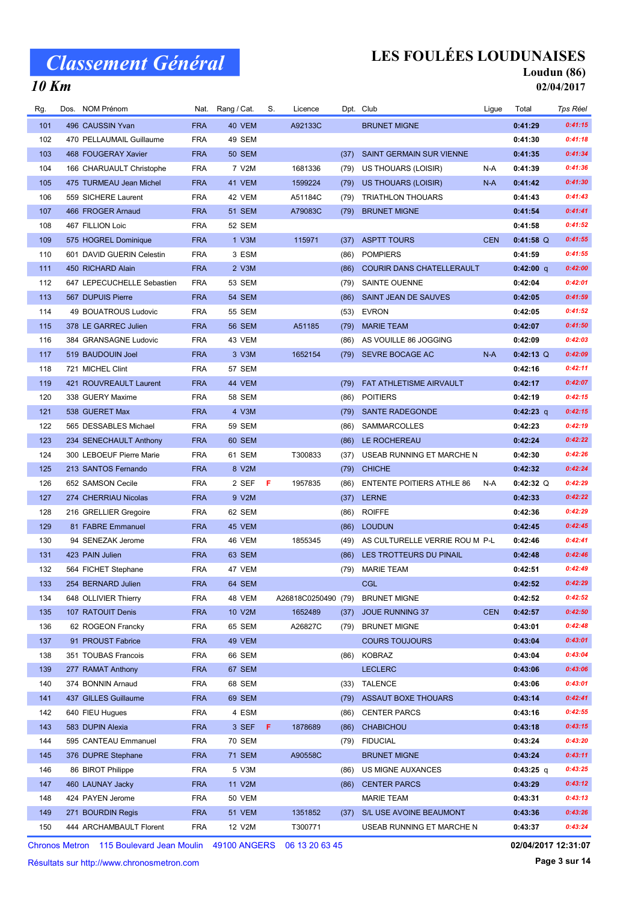# Classement Général

## 10 Km

## LES FOULÉES LOUDUNAISES

**Loudun (86)**

**02/04/2017**

| Rg. | Dos. | NOM Prénom | Nat. | Rang / Cat. | S. | Licence | Dpt. | Club | Ligue | Total | Tps Réel |
|---|---|---|---|---|---|---|---|---|---|---|---|
| 101 | 496 | CAUSSIN Yvan | FRA | 40 VEM | | A92133C | | BRUNET MIGNE | | 0:41:29 | 0:41:15 |
| 102 | 470 | PELLAUMAIL Guillaume | FRA | 49 SEM | | | | | | 0:41:30 | 0:41:18 |
| 103 | 468 | FOUGERAY Xavier | FRA | 50 SEM | | | (37) | SAINT GERMAIN SUR VIENNE | | 0:41:35 | 0:41:34 |
| 104 | 166 | CHARUAULT Christophe | FRA | 7 V2M | | 1681336 | (79) | US THOUARS (LOISIR) | N-A | 0:41:39 | 0:41:36 |
| 105 | 475 | TURMEAU Jean Michel | FRA | 41 VEM | | 1599224 | (79) | US THOUARS (LOISIR) | N-A | 0:41:42 | 0:41:30 |
| 106 | 559 | SICHERE Laurent | FRA | 42 VEM | | A51184C | (79) | TRIATHLON THOUARS | | 0:41:43 | 0:41:43 |
| 107 | 466 | FROGER Arnaud | FRA | 51 SEM | | A79083C | (79) | BRUNET MIGNE | | 0:41:54 | 0:41:41 |
| 108 | 467 | FILLION Loic | FRA | 52 SEM | | | | | | 0:41:58 | 0:41:52 |
| 109 | 575 | HOGREL Dominique | FRA | 1 V3M | | 115971 | (37) | ASPTT TOURS | CEN | 0:41:58 Q | 0:41:55 |
| 110 | 601 | DAVID GUERIN Celestin | FRA | 3 ESM | | | (86) | POMPIERS | | 0:41:59 | 0:41:55 |
| 111 | 450 | RICHARD Alain | FRA | 2 V3M | | | (86) | COURIR DANS CHATELLERAULT | | 0:42:00 q | 0:42:00 |
| 112 | 647 | LEPECUCHELLE Sebastien | FRA | 53 SEM | | | (79) | SAINTE OUENNE | | 0:42:04 | 0:42:01 |
| 113 | 567 | DUPUIS Pierre | FRA | 54 SEM | | | (86) | SAINT JEAN DE SAUVES | | 0:42:05 | 0:41:59 |
| 114 | 49 | BOUATROUS Ludovic | FRA | 55 SEM | | | (53) | EVRON | | 0:42:05 | 0:41:52 |
| 115 | 378 | LE GARREC Julien | FRA | 56 SEM | | A51185 | (79) | MARIE TEAM | | 0:42:07 | 0:41:50 |
| 116 | 384 | GRANSAGNE Ludovic | FRA | 43 VEM | | | (86) | AS VOUILLE 86 JOGGING | | 0:42:09 | 0:42:03 |
| 117 | 519 | BAUDOUIN Joel | FRA | 3 V3M | | 1652154 | (79) | SEVRE BOCAGE AC | N-A | 0:42:13 Q | 0:42:09 |
| 118 | 721 | MICHEL Clint | FRA | 57 SEM | | | | | | 0:42:16 | 0:42:11 |
| 119 | 421 | ROUVREAULT Laurent | FRA | 44 VEM | | | (79) | FAT ATHLETISME AIRVAULT | | 0:42:17 | 0:42:07 |
| 120 | 338 | GUERY Maxime | FRA | 58 SEM | | | (86) | POITIERS | | 0:42:19 | 0:42:15 |
| 121 | 538 | GUERET Max | FRA | 4 V3M | | | (79) | SANTE RADEGONDE | | 0:42:23 q | 0:42:15 |
| 122 | 565 | DESSABLES Michael | FRA | 59 SEM | | | (86) | SAMMARCOLLES | | 0:42:23 | 0:42:19 |
| 123 | 234 | SENECHAULT Anthony | FRA | 60 SEM | | | (86) | LE ROCHEREAU | | 0:42:24 | 0:42:22 |
| 124 | 300 | LEBOEUF Pierre Marie | FRA | 61 SEM | | T300833 | (37) | USEAB RUNNING ET MARCHE N | | 0:42:30 | 0:42:26 |
| 125 | 213 | SANTOS Fernando | FRA | 8 V2M | | | (79) | CHICHE | | 0:42:32 | 0:42:24 |
| 126 | 652 | SAMSON Cecile | FRA | 2 SEF | F | 1957835 | (86) | ENTENTE POITIERS ATHLE 86 | N-A | 0:42:32 Q | 0:42:29 |
| 127 | 274 | CHERRIAU Nicolas | FRA | 9 V2M | | | (37) | LERNE | | 0:42:33 | 0:42:22 |
| 128 | 216 | GRELLIER Gregoire | FRA | 62 SEM | | | (86) | ROIFFE | | 0:42:36 | 0:42:29 |
| 129 | 81 | FABRE Emmanuel | FRA | 45 VEM | | | (86) | LOUDUN | | 0:42:45 | 0:42:45 |
| 130 | 94 | SENEZAK Jerome | FRA | 46 VEM | | 1855345 | (49) | AS CULTURELLE VERRIE ROU M | P-L | 0:42:46 | 0:42:41 |
| 131 | 423 | PAIN Julien | FRA | 63 SEM | | | (86) | LES TROTTEURS DU PINAIL | | 0:42:48 | 0:42:46 |
| 132 | 564 | FICHET Stephane | FRA | 47 VEM | | | (79) | MARIE TEAM | | 0:42:51 | 0:42:49 |
| 133 | 254 | BERNARD Julien | FRA | 64 SEM | | | | CGL | | 0:42:52 | 0:42:29 |
| 134 | 648 | OLLIVIER Thierry | FRA | 48 VEM | | A26818C0250490 | (79) | BRUNET MIGNE | | 0:42:52 | 0:42:52 |
| 135 | 107 | RATOUIT Denis | FRA | 10 V2M | | 1652489 | (37) | JOUE RUNNING 37 | CEN | 0:42:57 | 0:42:50 |
| 136 | 62 | ROGEON Francky | FRA | 65 SEM | | A26827C | (79) | BRUNET MIGNE | | 0:43:01 | 0:42:48 |
| 137 | 91 | PROUST Fabrice | FRA | 49 VEM | | | | COURS TOUJOURS | | 0:43:04 | 0:43:01 |
| 138 | 351 | TOUBAS Francois | FRA | 66 SEM | | | (86) | KOBRAZ | | 0:43:04 | 0:43:04 |
| 139 | 277 | RAMAT Anthony | FRA | 67 SEM | | | | LECLERC | | 0:43:06 | 0:43:06 |
| 140 | 374 | BONNIN Arnaud | FRA | 68 SEM | | | (33) | TALENCE | | 0:43:06 | 0:43:01 |
| 141 | 437 | GILLES Guillaume | FRA | 69 SEM | | | (79) | ASSAUT BOXE THOUARS | | 0:43:14 | 0:42:41 |
| 142 | 640 | FIEU Hugues | FRA | 4 ESM | | | (86) | CENTER PARCS | | 0:43:16 | 0:42:55 |
| 143 | 583 | DUPIN Alexia | FRA | 3 SEF | F | 1878689 | (86) | CHABICHOU | | 0:43:18 | 0:43:15 |
| 144 | 595 | CANTEAU Emmanuel | FRA | 70 SEM | | | (79) | FIDUCIAL | | 0:43:24 | 0:43:20 |
| 145 | 376 | DUPRE Stephane | FRA | 71 SEM | | A90558C | | BRUNET MIGNE | | 0:43:24 | 0:43:11 |
| 146 | 86 | BIROT Philippe | FRA | 5 V3M | | | (86) | US MIGNE AUXANCES | | 0:43:25 q | 0:43:25 |
| 147 | 460 | LAUNAY Jacky | FRA | 11 V2M | | | (86) | CENTER PARCS | | 0:43:29 | 0:43:12 |
| 148 | 424 | PAYEN Jerome | FRA | 50 VEM | | | | MARIE TEAM | | 0:43:31 | 0:43:13 |
| 149 | 271 | BOURDIN Regis | FRA | 51 VEM | | 1351852 | (37) | S/L USE AVOINE BEAUMONT | | 0:43:36 | 0:43:26 |
| 150 | 444 | ARCHAMBAULT Florent | FRA | 12 V2M | | T300771 | | USEAB RUNNING ET MARCHE N | | 0:43:37 | 0:43:24 |

Chronos Metron 115 Boulevard Jean Moulin 49100 ANGERS 06 13 20 63 45

Résultats sur http://www.chronosmetron.com

02/04/2017 12:31:07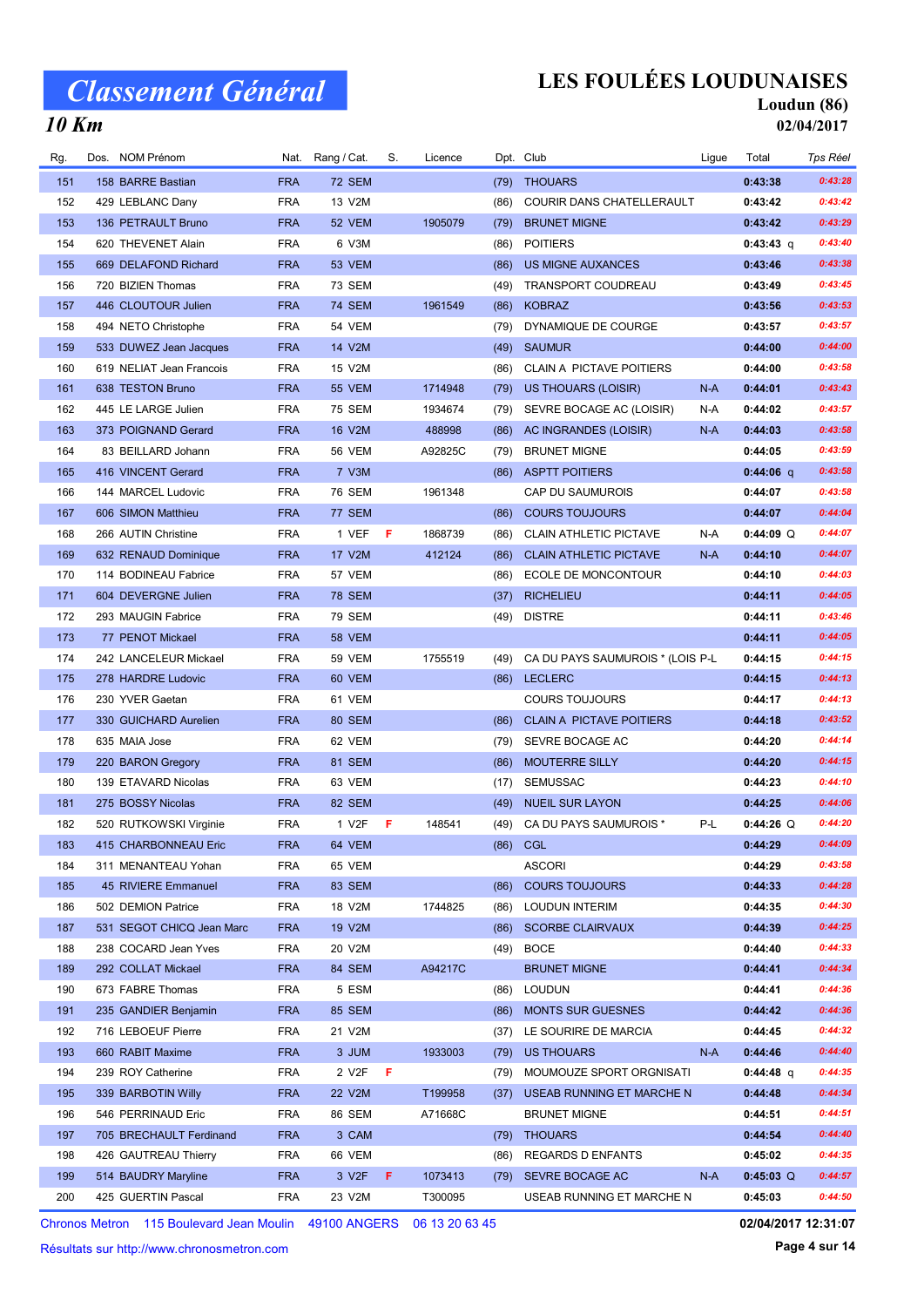# Classement Général

## 10 Km

**LES FOULÉES LOUDUNAISES**
**Loudun (86)**
**02/04/2017**

| Rg. | Dos. | NOM Prénom | Nat. | Rang / Cat. | S. | Licence | Dpt. | Club | Ligue | Total | Tps Réel |
|---|---|---|---|---|---|---|---|---|---|---|---|
| 151 | 158 | BARRE Bastian | FRA | 72 SEM | | | (79) | THOUARS | | 0:43:38 | 0:43:28 |
| 152 | 429 | LEBLANC Dany | FRA | 13 V2M | | | (86) | COURIR DANS CHATELLERAULT | | 0:43:42 | 0:43:42 |
| 153 | 136 | PETRAULT Bruno | FRA | 52 VEM | | 1905079 | (79) | BRUNET MIGNE | | 0:43:42 | 0:43:29 |
| 154 | 620 | THEVENET Alain | FRA | 6 V3M | | | (86) | POITIERS | | 0:43:43 q | 0:43:40 |
| 155 | 669 | DELAFOND Richard | FRA | 53 VEM | | | (86) | US MIGNE AUXANCES | | 0:43:46 | 0:43:38 |
| 156 | 720 | BIZIEN Thomas | FRA | 73 SEM | | | (49) | TRANSPORT COUDREAU | | 0:43:49 | 0:43:45 |
| 157 | 446 | CLOUTOUR Julien | FRA | 74 SEM | | 1961549 | (86) | KOBRAZ | | 0:43:56 | 0:43:53 |
| 158 | 494 | NETO Christophe | FRA | 54 VEM | | | (79) | DYNAMIQUE DE COURGE | | 0:43:57 | 0:43:57 |
| 159 | 533 | DUWEZ Jean Jacques | FRA | 14 V2M | | | (49) | SAUMUR | | 0:44:00 | 0:44:00 |
| 160 | 619 | NELIAT Jean Francois | FRA | 15 V2M | | | (86) | CLAIN A PICTAVE POITIERS | | 0:44:00 | 0:43:58 |
| 161 | 638 | TESTON Bruno | FRA | 55 VEM | | 1714948 | (79) | US THOUARS (LOISIR) | N-A | 0:44:01 | 0:43:43 |
| 162 | 445 | LE LARGE Julien | FRA | 75 SEM | | 1934674 | (79) | SEVRE BOCAGE AC (LOISIR) | N-A | 0:44:02 | 0:43:57 |
| 163 | 373 | POIGNAND Gerard | FRA | 16 V2M | | 488998 | (86) | AC INGRANDES (LOISIR) | N-A | 0:44:03 | 0:43:58 |
| 164 | 83 | BEILLARD Johann | FRA | 56 VEM | | A92825C | (79) | BRUNET MIGNE | | 0:44:05 | 0:43:59 |
| 165 | 416 | VINCENT Gerard | FRA | 7 V3M | | | (86) | ASPTT POITIERS | | 0:44:06 q | 0:43:58 |
| 166 | 144 | MARCEL Ludovic | FRA | 76 SEM | | 1961348 | | CAP DU SAUMUROIS | | 0:44:07 | 0:43:58 |
| 167 | 606 | SIMON Matthieu | FRA | 77 SEM | | | (86) | COURS TOUJOURS | | 0:44:07 | 0:44:04 |
| 168 | 266 | AUTIN Christine | FRA | 1 VEF | F | 1868739 | (86) | CLAIN ATHLETIC PICTAVE | N-A | 0:44:09 Q | 0:44:07 |
| 169 | 632 | RENAUD Dominique | FRA | 17 V2M | | 412124 | (86) | CLAIN ATHLETIC PICTAVE | N-A | 0:44:10 | 0:44:07 |
| 170 | 114 | BODINEAU Fabrice | FRA | 57 VEM | | | (86) | ECOLE DE MONCONTOUR | | 0:44:10 | 0:44:03 |
| 171 | 604 | DEVERGNE Julien | FRA | 78 SEM | | | (37) | RICHELIEU | | 0:44:11 | 0:44:05 |
| 172 | 293 | MAUGIN Fabrice | FRA | 79 SEM | | | (49) | DISTRE | | 0:44:11 | 0:43:46 |
| 173 | 77 | PENOT Mickael | FRA | 58 VEM | | | | | | 0:44:11 | 0:44:05 |
| 174 | 242 | LANCELEUR Mickael | FRA | 59 VEM | | 1755519 | (49) | CA DU PAYS SAUMUROIS * (LOIS | P-L | 0:44:15 | 0:44:15 |
| 175 | 278 | HARDRE Ludovic | FRA | 60 VEM | | | (86) | LECLERC | | 0:44:15 | 0:44:13 |
| 176 | 230 | YVER Gaetan | FRA | 61 VEM | | | | COURS TOUJOURS | | 0:44:17 | 0:44:13 |
| 177 | 330 | GUICHARD Aurelien | FRA | 80 SEM | | | (86) | CLAIN A PICTAVE POITIERS | | 0:44:18 | 0:43:52 |
| 178 | 635 | MAIA Jose | FRA | 62 VEM | | | (79) | SEVRE BOCAGE AC | | 0:44:20 | 0:44:14 |
| 179 | 220 | BARON Gregory | FRA | 81 SEM | | | (86) | MOUTERRE SILLY | | 0:44:20 | 0:44:15 |
| 180 | 139 | ETAVARD Nicolas | FRA | 63 VEM | | | (17) | SEMUSSAC | | 0:44:23 | 0:44:10 |
| 181 | 275 | BOSSY Nicolas | FRA | 82 SEM | | | (49) | NUEIL SUR LAYON | | 0:44:25 | 0:44:06 |
| 182 | 520 | RUTKOWSKI Virginie | FRA | 1 V2F | F | 148541 | (49) | CA DU PAYS SAUMUROIS * | P-L | 0:44:26 Q | 0:44:20 |
| 183 | 415 | CHARBONNEAU Eric | FRA | 64 VEM | | | (86) | CGL | | 0:44:29 | 0:44:09 |
| 184 | 311 | MENANTEAU Yohan | FRA | 65 VEM | | | | ASCORI | | 0:44:29 | 0:43:58 |
| 185 | 45 | RIVIERE Emmanuel | FRA | 83 SEM | | | (86) | COURS TOUJOURS | | 0:44:33 | 0:44:28 |
| 186 | 502 | DEMION Patrice | FRA | 18 V2M | | 1744825 | (86) | LOUDUN INTERIM | | 0:44:35 | 0:44:30 |
| 187 | 531 | SEGOT CHICQ Jean Marc | FRA | 19 V2M | | | (86) | SCORBE CLAIRVAUX | | 0:44:39 | 0:44:25 |
| 188 | 238 | COCARD Jean Yves | FRA | 20 V2M | | | (49) | BOCE | | 0:44:40 | 0:44:33 |
| 189 | 292 | COLLAT Mickael | FRA | 84 SEM | | A94217C | | BRUNET MIGNE | | 0:44:41 | 0:44:34 |
| 190 | 673 | FABRE Thomas | FRA | 5 ESM | | | (86) | LOUDUN | | 0:44:41 | 0:44:36 |
| 191 | 235 | GANDIER Benjamin | FRA | 85 SEM | | | (86) | MONTS SUR GUESNES | | 0:44:42 | 0:44:36 |
| 192 | 716 | LEBOEUF Pierre | FRA | 21 V2M | | | (37) | LE SOURIRE DE MARCIA | | 0:44:45 | 0:44:32 |
| 193 | 660 | RABIT Maxime | FRA | 3 JUM | | 1933003 | (79) | US THOUARS | N-A | 0:44:46 | 0:44:40 |
| 194 | 239 | ROY Catherine | FRA | 2 V2F | F | | (79) | MOUMOUZE SPORT ORGNISATI | | 0:44:48 q | 0:44:35 |
| 195 | 339 | BARBOTIN Willy | FRA | 22 V2M | | T199958 | (37) | USEAB RUNNING ET MARCHE N | | 0:44:48 | 0:44:34 |
| 196 | 546 | PERRINAUD Eric | FRA | 86 SEM | | A71668C | | BRUNET MIGNE | | 0:44:51 | 0:44:51 |
| 197 | 705 | BRECHAULT Ferdinand | FRA | 3 CAM | | | (79) | THOUARS | | 0:44:54 | 0:44:40 |
| 198 | 426 | GAUTREAU Thierry | FRA | 66 VEM | | | (86) | REGARDS D ENFANTS | | 0:45:02 | 0:44:35 |
| 199 | 514 | BAUDRY Maryline | FRA | 3 V2F | F | 1073413 | (79) | SEVRE BOCAGE AC | N-A | 0:45:03 Q | 0:44:57 |
| 200 | 425 | GUERTIN Pascal | FRA | 23 V2M | | T300095 | | USEAB RUNNING ET MARCHE N | | 0:45:03 | 0:44:50 |

Chronos Metron 115 Boulevard Jean Moulin 49100 ANGERS 06 13 20 63 45 — 02/04/2017 12:31:07

Résultats sur http://www.chronosmetron.com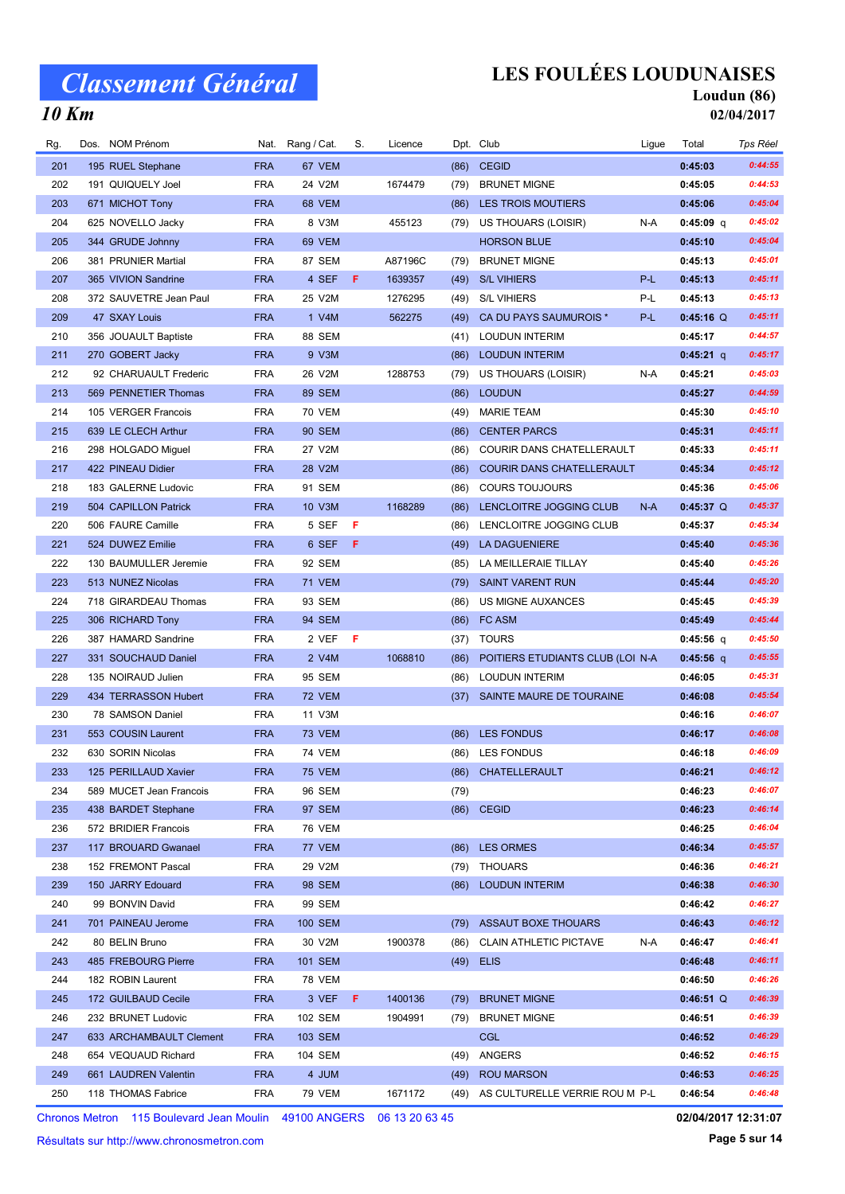# Classement Général

## 10 Km

## LES FOULÉES LOUDUNAISES

**Loudun (86)**

**02/04/2017**

| Rg. | Dos. | NOM Prénom | Nat. | Rang / Cat. | S. | Licence | Dpt. | Club | Ligue | Total | Tps Réel |
|---|---|---|---|---|---|---|---|---|---|---|---|
| 201 | 195 | RUEL Stephane | FRA | 67 VEM | | | (86) | CEGID | | 0:45:03 | 0:44:55 |
| 202 | 191 | QUIQUELY Joel | FRA | 24 V2M | | 1674479 | (79) | BRUNET MIGNE | | 0:45:05 | 0:44:53 |
| 203 | 671 | MICHOT Tony | FRA | 68 VEM | | | (86) | LES TROIS MOUTIERS | | 0:45:06 | 0:45:04 |
| 204 | 625 | NOVELLO Jacky | FRA | 8 V3M | | 455123 | (79) | US THOUARS (LOISIR) | N-A | 0:45:09 q | 0:45:02 |
| 205 | 344 | GRUDE Johnny | FRA | 69 VEM | | | | HORSON BLUE | | 0:45:10 | 0:45:04 |
| 206 | 381 | PRUNIER Martial | FRA | 87 SEM | | A87196C | (79) | BRUNET MIGNE | | 0:45:13 | 0:45:01 |
| 207 | 365 | VIVION Sandrine | FRA | 4 SEF | F | 1639357 | (49) | S/L VIHIERS | P-L | 0:45:13 | 0:45:11 |
| 208 | 372 | SAUVETRE Jean Paul | FRA | 25 V2M | | 1276295 | (49) | S/L VIHIERS | P-L | 0:45:13 | 0:45:13 |
| 209 | 47 | SXAY Louis | FRA | 1 V4M | | 562275 | (49) | CA DU PAYS SAUMUROIS * | P-L | 0:45:16 Q | 0:45:11 |
| 210 | 356 | JOUAULT Baptiste | FRA | 88 SEM | | | (41) | LOUDUN INTERIM | | 0:45:17 | 0:44:57 |
| 211 | 270 | GOBERT Jacky | FRA | 9 V3M | | | (86) | LOUDUN INTERIM | | 0:45:21 q | 0:45:17 |
| 212 | 92 | CHARUAULT Frederic | FRA | 26 V2M | | 1288753 | (79) | US THOUARS (LOISIR) | N-A | 0:45:21 | 0:45:03 |
| 213 | 569 | PENNETIER Thomas | FRA | 89 SEM | | | (86) | LOUDUN | | 0:45:27 | 0:44:59 |
| 214 | 105 | VERGER Francois | FRA | 70 VEM | | | (49) | MARIE TEAM | | 0:45:30 | 0:45:10 |
| 215 | 639 | LE CLECH Arthur | FRA | 90 SEM | | | (86) | CENTER PARCS | | 0:45:31 | 0:45:11 |
| 216 | 298 | HOLGADO Miguel | FRA | 27 V2M | | | (86) | COURIR DANS CHATELLERAULT | | 0:45:33 | 0:45:11 |
| 217 | 422 | PINEAU Didier | FRA | 28 V2M | | | (86) | COURIR DANS CHATELLERAULT | | 0:45:34 | 0:45:12 |
| 218 | 183 | GALERNE Ludovic | FRA | 91 SEM | | | (86) | COURS TOUJOURS | | 0:45:36 | 0:45:06 |
| 219 | 504 | CAPILLON Patrick | FRA | 10 V3M | | 1168289 | (86) | LENCLOITRE JOGGING CLUB | N-A | 0:45:37 Q | 0:45:37 |
| 220 | 506 | FAURE Camille | FRA | 5 SEF | F | | (86) | LENCLOITRE JOGGING CLUB | | 0:45:37 | 0:45:34 |
| 221 | 524 | DUWEZ Emilie | FRA | 6 SEF | F | | (49) | LA DAGUENIERE | | 0:45:40 | 0:45:36 |
| 222 | 130 | BAUMULLER Jeremie | FRA | 92 SEM | | | (85) | LA MEILLERAIE TILLAY | | 0:45:40 | 0:45:26 |
| 223 | 513 | NUNEZ Nicolas | FRA | 71 VEM | | | (79) | SAINT VARENT RUN | | 0:45:44 | 0:45:20 |
| 224 | 718 | GIRARDEAU Thomas | FRA | 93 SEM | | | (86) | US MIGNE AUXANCES | | 0:45:45 | 0:45:39 |
| 225 | 306 | RICHARD Tony | FRA | 94 SEM | | | (86) | FC ASM | | 0:45:49 | 0:45:44 |
| 226 | 387 | HAMARD Sandrine | FRA | 2 VEF | F | | (37) | TOURS | | 0:45:56 q | 0:45:50 |
| 227 | 331 | SOUCHAUD Daniel | FRA | 2 V4M | | 1068810 | (86) | POITIERS ETUDIANTS CLUB (LOI | N-A | 0:45:56 q | 0:45:55 |
| 228 | 135 | NOIRAUD Julien | FRA | 95 SEM | | | (86) | LOUDUN INTERIM | | 0:46:05 | 0:45:31 |
| 229 | 434 | TERRASSON Hubert | FRA | 72 VEM | | | (37) | SAINTE MAURE DE TOURAINE | | 0:46:08 | 0:45:54 |
| 230 | 78 | SAMSON Daniel | FRA | 11 V3M | | | | | | 0:46:16 | 0:46:07 |
| 231 | 553 | COUSIN Laurent | FRA | 73 VEM | | | (86) | LES FONDUS | | 0:46:17 | 0:46:08 |
| 232 | 630 | SORIN Nicolas | FRA | 74 VEM | | | (86) | LES FONDUS | | 0:46:18 | 0:46:09 |
| 233 | 125 | PERILLAUD Xavier | FRA | 75 VEM | | | (86) | CHATELLERAULT | | 0:46:21 | 0:46:12 |
| 234 | 589 | MUCET Jean Francois | FRA | 96 SEM | | | (79) | | | 0:46:23 | 0:46:07 |
| 235 | 438 | BARDET Stephane | FRA | 97 SEM | | | (86) | CEGID | | 0:46:23 | 0:46:14 |
| 236 | 572 | BRIDIER Francois | FRA | 76 VEM | | | | | | 0:46:25 | 0:46:04 |
| 237 | 117 | BROUARD Gwanael | FRA | 77 VEM | | | (86) | LES ORMES | | 0:46:34 | 0:45:57 |
| 238 | 152 | FREMONT Pascal | FRA | 29 V2M | | | (79) | THOUARS | | 0:46:36 | 0:46:21 |
| 239 | 150 | JARRY Edouard | FRA | 98 SEM | | | (86) | LOUDUN INTERIM | | 0:46:38 | 0:46:30 |
| 240 | 99 | BONVIN David | FRA | 99 SEM | | | | | | 0:46:42 | 0:46:27 |
| 241 | 701 | PAINEAU Jerome | FRA | 100 SEM | | | (79) | ASSAUT BOXE THOUARS | | 0:46:43 | 0:46:12 |
| 242 | 80 | BELIN Bruno | FRA | 30 V2M | | 1900378 | (86) | CLAIN ATHLETIC PICTAVE | N-A | 0:46:47 | 0:46:41 |
| 243 | 485 | FREBOURG Pierre | FRA | 101 SEM | | | (49) | ELIS | | 0:46:48 | 0:46:11 |
| 244 | 182 | ROBIN Laurent | FRA | 78 VEM | | | | | | 0:46:50 | 0:46:26 |
| 245 | 172 | GUILBAUD Cecile | FRA | 3 VEF | F | 1400136 | (79) | BRUNET MIGNE | | 0:46:51 Q | 0:46:39 |
| 246 | 232 | BRUNET Ludovic | FRA | 102 SEM | | 1904991 | (79) | BRUNET MIGNE | | 0:46:51 | 0:46:39 |
| 247 | 633 | ARCHAMBAULT Clement | FRA | 103 SEM | | | | CGL | | 0:46:52 | 0:46:29 |
| 248 | 654 | VEQUAUD Richard | FRA | 104 SEM | | | (49) | ANGERS | | 0:46:52 | 0:46:15 |
| 249 | 661 | LAUDREN Valentin | FRA | 4 JUM | | | (49) | ROU MARSON | | 0:46:53 | 0:46:25 |
| 250 | 118 | THOMAS Fabrice | FRA | 79 VEM | | 1671172 | (49) | AS CULTURELLE VERRIE ROU M | P-L | 0:46:54 | 0:46:48 |

Chronos Metron 115 Boulevard Jean Moulin 49100 ANGERS 06 13 20 63 45

Résultats sur http://www.chronosmetron.com

02/04/2017 12:31:07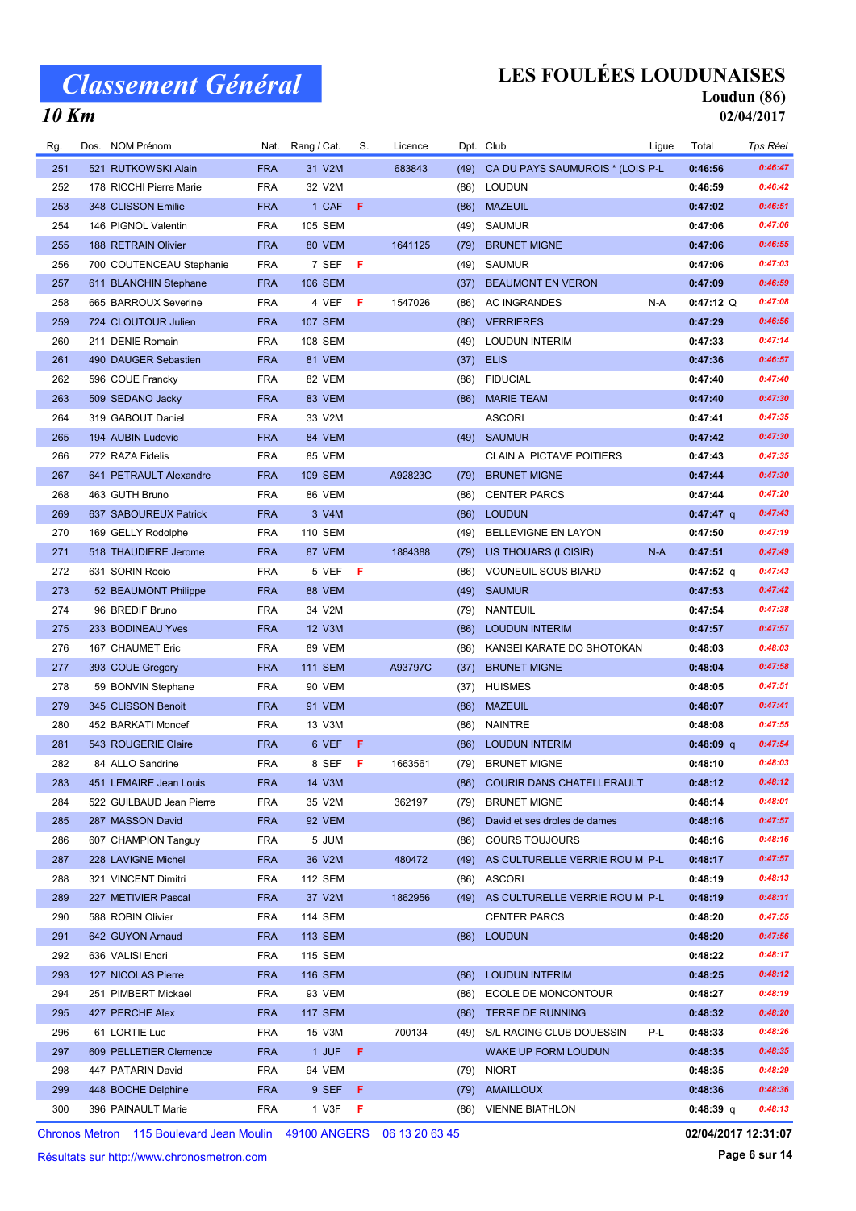# Classement Général

## 10 Km

# LES FOULÉES LOUDUNAISES

**Loudun (86)**

**02/04/2017**

| Rg. | Dos. | NOM Prénom | Nat. | Rang / Cat. | S. | Licence | Dpt. | Club | Ligue | Total | Tps Réel |
|---|---|---|---|---|---|---|---|---|---|---|---|
| 251 | 521 | RUTKOWSKI Alain | FRA | 31 V2M | | 683843 | (49) | CA DU PAYS SAUMUROIS * (LOIS | P-L | 0:46:56 | 0:46:47 |
| 252 | 178 | RICCHI Pierre Marie | FRA | 32 V2M | | | (86) | LOUDUN | | 0:46:59 | 0:46:42 |
| 253 | 348 | CLISSON Emilie | FRA | 1 CAF | F | | (86) | MAZEUIL | | 0:47:02 | 0:46:51 |
| 254 | 146 | PIGNOL Valentin | FRA | 105 SEM | | | (49) | SAUMUR | | 0:47:06 | 0:47:06 |
| 255 | 188 | RETRAIN Olivier | FRA | 80 VEM | | 1641125 | (79) | BRUNET MIGNE | | 0:47:06 | 0:46:55 |
| 256 | 700 | COUTENCEAU Stephanie | FRA | 7 SEF | F | | (49) | SAUMUR | | 0:47:06 | 0:47:03 |
| 257 | 611 | BLANCHIN Stephane | FRA | 106 SEM | | | (37) | BEAUMONT EN VERON | | 0:47:09 | 0:46:59 |
| 258 | 665 | BARROUX Severine | FRA | 4 VEF | F | 1547026 | (86) | AC INGRANDES | N-A | 0:47:12 Q | 0:47:08 |
| 259 | 724 | CLOUTOUR Julien | FRA | 107 SEM | | | (86) | VERRIERES | | 0:47:29 | 0:46:56 |
| 260 | 211 | DENIE Romain | FRA | 108 SEM | | | (49) | LOUDUN INTERIM | | 0:47:33 | 0:47:14 |
| 261 | 490 | DAUGER Sebastien | FRA | 81 VEM | | | (37) | ELIS | | 0:47:36 | 0:46:57 |
| 262 | 596 | COUE Francky | FRA | 82 VEM | | | (86) | FIDUCIAL | | 0:47:40 | 0:47:40 |
| 263 | 509 | SEDANO Jacky | FRA | 83 VEM | | | (86) | MARIE TEAM | | 0:47:40 | 0:47:30 |
| 264 | 319 | GABOUT Daniel | FRA | 33 V2M | | | | ASCORI | | 0:47:41 | 0:47:35 |
| 265 | 194 | AUBIN Ludovic | FRA | 84 VEM | | | (49) | SAUMUR | | 0:47:42 | 0:47:30 |
| 266 | 272 | RAZA Fidelis | FRA | 85 VEM | | | | CLAIN A PICTAVE POITIERS | | 0:47:43 | 0:47:35 |
| 267 | 641 | PETRAULT Alexandre | FRA | 109 SEM | | A92823C | (79) | BRUNET MIGNE | | 0:47:44 | 0:47:30 |
| 268 | 463 | GUTH Bruno | FRA | 86 VEM | | | (86) | CENTER PARCS | | 0:47:44 | 0:47:20 |
| 269 | 637 | SABOUREUX Patrick | FRA | 3 V4M | | | (86) | LOUDUN | | 0:47:47 q | 0:47:43 |
| 270 | 169 | GELLY Rodolphe | FRA | 110 SEM | | | (49) | BELLEVIGNE EN LAYON | | 0:47:50 | 0:47:19 |
| 271 | 518 | THAUDIERE Jerome | FRA | 87 VEM | | 1884388 | (79) | US THOUARS (LOISIR) | N-A | 0:47:51 | 0:47:49 |
| 272 | 631 | SORIN Rocio | FRA | 5 VEF | F | | (86) | VOUNEUIL SOUS BIARD | | 0:47:52 q | 0:47:43 |
| 273 | 52 | BEAUMONT Philippe | FRA | 88 VEM | | | (49) | SAUMUR | | 0:47:53 | 0:47:42 |
| 274 | 96 | BREDIF Bruno | FRA | 34 V2M | | | (79) | NANTEUIL | | 0:47:54 | 0:47:38 |
| 275 | 233 | BODINEAU Yves | FRA | 12 V3M | | | (86) | LOUDUN INTERIM | | 0:47:57 | 0:47:57 |
| 276 | 167 | CHAUMET Eric | FRA | 89 VEM | | | (86) | KANSEI KARATE DO SHOTOKAN | | 0:48:03 | 0:48:03 |
| 277 | 393 | COUE Gregory | FRA | 111 SEM | | A93797C | (37) | BRUNET MIGNE | | 0:48:04 | 0:47:58 |
| 278 | 59 | BONVIN Stephane | FRA | 90 VEM | | | (37) | HUISMES | | 0:48:05 | 0:47:51 |
| 279 | 345 | CLISSON Benoit | FRA | 91 VEM | | | (86) | MAZEUIL | | 0:48:07 | 0:47:41 |
| 280 | 452 | BARKATI Moncef | FRA | 13 V3M | | | (86) | NAINTRE | | 0:48:08 | 0:47:55 |
| 281 | 543 | ROUGERIE Claire | FRA | 6 VEF | F | | (86) | LOUDUN INTERIM | | 0:48:09 q | 0:47:54 |
| 282 | 84 | ALLO Sandrine | FRA | 8 SEF | F | 1663561 | (79) | BRUNET MIGNE | | 0:48:10 | 0:48:03 |
| 283 | 451 | LEMAIRE Jean Louis | FRA | 14 V3M | | | (86) | COURIR DANS CHATELLERAULT | | 0:48:12 | 0:48:12 |
| 284 | 522 | GUILBAUD Jean Pierre | FRA | 35 V2M | | 362197 | (79) | BRUNET MIGNE | | 0:48:14 | 0:48:01 |
| 285 | 287 | MASSON David | FRA | 92 VEM | | | (86) | David et ses droles de dames | | 0:48:16 | 0:47:57 |
| 286 | 607 | CHAMPION Tanguy | FRA | 5 JUM | | | (86) | COURS TOUJOURS | | 0:48:16 | 0:48:16 |
| 287 | 228 | LAVIGNE Michel | FRA | 36 V2M | | 480472 | (49) | AS CULTURELLE VERRIE ROU M | P-L | 0:48:17 | 0:47:57 |
| 288 | 321 | VINCENT Dimitri | FRA | 112 SEM | | | (86) | ASCORI | | 0:48:19 | 0:48:13 |
| 289 | 227 | METIVIER Pascal | FRA | 37 V2M | | 1862956 | (49) | AS CULTURELLE VERRIE ROU M | P-L | 0:48:19 | 0:48:11 |
| 290 | 588 | ROBIN Olivier | FRA | 114 SEM | | | | CENTER PARCS | | 0:48:20 | 0:47:55 |
| 291 | 642 | GUYON Arnaud | FRA | 113 SEM | | | (86) | LOUDUN | | 0:48:20 | 0:47:56 |
| 292 | 636 | VALISI Endri | FRA | 115 SEM | | | | | | 0:48:22 | 0:48:17 |
| 293 | 127 | NICOLAS Pierre | FRA | 116 SEM | | | (86) | LOUDUN INTERIM | | 0:48:25 | 0:48:12 |
| 294 | 251 | PIMBERT Mickael | FRA | 93 VEM | | | (86) | ECOLE DE MONCONTOUR | | 0:48:27 | 0:48:19 |
| 295 | 427 | PERCHE Alex | FRA | 117 SEM | | | (86) | TERRE DE RUNNING | | 0:48:32 | 0:48:20 |
| 296 | 61 | LORTIE Luc | FRA | 15 V3M | | 700134 | (49) | S/L RACING CLUB DOUESSIN | P-L | 0:48:33 | 0:48:26 |
| 297 | 609 | PELLETIER Clemence | FRA | 1 JUF | F | | | WAKE UP FORM LOUDUN | | 0:48:35 | 0:48:35 |
| 298 | 447 | PATARIN David | FRA | 94 VEM | | | (79) | NIORT | | 0:48:35 | 0:48:29 |
| 299 | 448 | BOCHE Delphine | FRA | 9 SEF | F | | (79) | AMAILLOUX | | 0:48:36 | 0:48:36 |
| 300 | 396 | PAINAULT Marie | FRA | 1 V3F | F | | (86) | VIENNE BIATHLON | | 0:48:39 q | 0:48:13 |

Chronos Metron 115 Boulevard Jean Moulin 49100 ANGERS 06 13 20 63 45 — 02/04/2017 12:31:07

Résultats sur http://www.chronosmetron.com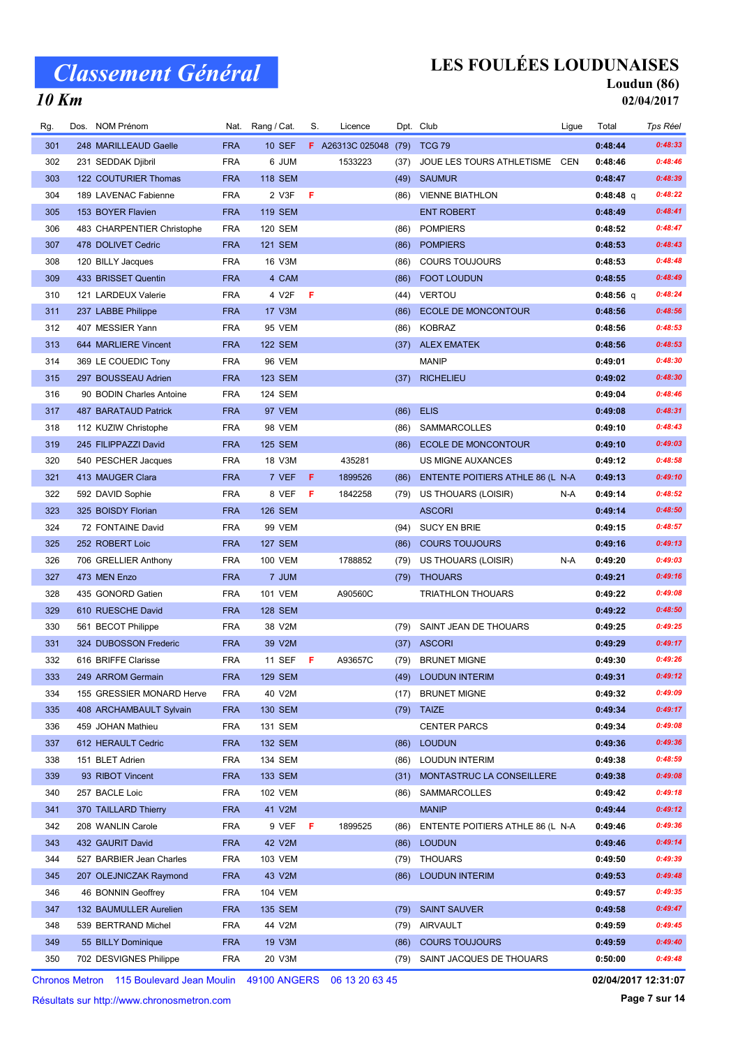# Classement Général

## 10 Km

## LES FOULÉES LOUDUNAISES

**Loudun (86)**

**02/04/2017**

| Rg. | Dos. | NOM Prénom | Nat. | Rang / Cat. | S. | Licence | Dpt. | Club | Ligue | Total | Tps Réel |
|---|---|---|---|---|---|---|---|---|---|---|---|
| 301 | 248 | MARILLEAUD Gaelle | FRA | 10 SEF | F | A26313C 025048 | (79) | TCG 79 | | 0:48:44 | 0:48:33 |
| 302 | 231 | SEDDAK Djibril | FRA | 6 JUM | | 1533223 | (37) | JOUE LES TOURS ATHLETISME | CEN | 0:48:46 | 0:48:46 |
| 303 | 122 | COUTURIER Thomas | FRA | 118 SEM | | | (49) | SAUMUR | | 0:48:47 | 0:48:39 |
| 304 | 189 | LAVENAC Fabienne | FRA | 2 V3F | F | | (86) | VIENNE BIATHLON | | 0:48:48 q | 0:48:22 |
| 305 | 153 | BOYER Flavien | FRA | 119 SEM | | | | ENT ROBERT | | 0:48:49 | 0:48:41 |
| 306 | 483 | CHARPENTIER Christophe | FRA | 120 SEM | | | (86) | POMPIERS | | 0:48:52 | 0:48:47 |
| 307 | 478 | DOLIVET Cedric | FRA | 121 SEM | | | (86) | POMPIERS | | 0:48:53 | 0:48:43 |
| 308 | 120 | BILLY Jacques | FRA | 16 V3M | | | (86) | COURS TOUJOURS | | 0:48:53 | 0:48:48 |
| 309 | 433 | BRISSET Quentin | FRA | 4 CAM | | | (86) | FOOT LOUDUN | | 0:48:55 | 0:48:49 |
| 310 | 121 | LARDEUX Valerie | FRA | 4 V2F | F | | (44) | VERTOU | | 0:48:56 q | 0:48:24 |
| 311 | 237 | LABBE Philippe | FRA | 17 V3M | | | (86) | ECOLE DE MONCONTOUR | | 0:48:56 | 0:48:56 |
| 312 | 407 | MESSIER Yann | FRA | 95 VEM | | | (86) | KOBRAZ | | 0:48:56 | 0:48:53 |
| 313 | 644 | MARLIERE Vincent | FRA | 122 SEM | | | (37) | ALEX EMATEK | | 0:48:56 | 0:48:53 |
| 314 | 369 | LE COUEDIC Tony | FRA | 96 VEM | | | | MANIP | | 0:49:01 | 0:48:30 |
| 315 | 297 | BOUSSEAU Adrien | FRA | 123 SEM | | | (37) | RICHELIEU | | 0:49:02 | 0:48:30 |
| 316 | 90 | BODIN Charles Antoine | FRA | 124 SEM | | | | | | 0:49:04 | 0:48:46 |
| 317 | 487 | BARATAUD Patrick | FRA | 97 VEM | | | (86) | ELIS | | 0:49:08 | 0:48:31 |
| 318 | 112 | KUZIW Christophe | FRA | 98 VEM | | | (86) | SAMMARCOLLES | | 0:49:10 | 0:48:43 |
| 319 | 245 | FILIPPAZZI David | FRA | 125 SEM | | | (86) | ECOLE DE MONCONTOUR | | 0:49:10 | 0:49:03 |
| 320 | 540 | PESCHER Jacques | FRA | 18 V3M | | 435281 | | US MIGNE AUXANCES | | 0:49:12 | 0:48:58 |
| 321 | 413 | MAUGER Clara | FRA | 7 VEF | F | 1899526 | (86) | ENTENTE POITIERS ATHLE 86 (L | N-A | 0:49:13 | 0:49:10 |
| 322 | 592 | DAVID Sophie | FRA | 8 VEF | F | 1842258 | (79) | US THOUARS (LOISIR) | N-A | 0:49:14 | 0:48:52 |
| 323 | 325 | BOISDY Florian | FRA | 126 SEM | | | | ASCORI | | 0:49:14 | 0:48:50 |
| 324 | 72 | FONTAINE David | FRA | 99 VEM | | | (94) | SUCY EN BRIE | | 0:49:15 | 0:48:57 |
| 325 | 252 | ROBERT Loic | FRA | 127 SEM | | | (86) | COURS TOUJOURS | | 0:49:16 | 0:49:13 |
| 326 | 706 | GRELLIER Anthony | FRA | 100 VEM | | 1788852 | (79) | US THOUARS (LOISIR) | N-A | 0:49:20 | 0:49:03 |
| 327 | 473 | MEN Enzo | FRA | 7 JUM | | | (79) | THOUARS | | 0:49:21 | 0:49:16 |
| 328 | 435 | GONORD Gatien | FRA | 101 VEM | | A90560C | | TRIATHLON THOUARS | | 0:49:22 | 0:49:08 |
| 329 | 610 | RUESCHE David | FRA | 128 SEM | | | | | | 0:49:22 | 0:48:50 |
| 330 | 561 | BECOT Philippe | FRA | 38 V2M | | | (79) | SAINT JEAN DE THOUARS | | 0:49:25 | 0:49:25 |
| 331 | 324 | DUBOSSON Frederic | FRA | 39 V2M | | | (37) | ASCORI | | 0:49:29 | 0:49:17 |
| 332 | 616 | BRIFFE Clarisse | FRA | 11 SEF | F | A93657C | (79) | BRUNET MIGNE | | 0:49:30 | 0:49:26 |
| 333 | 249 | ARROM Germain | FRA | 129 SEM | | | (49) | LOUDUN INTERIM | | 0:49:31 | 0:49:12 |
| 334 | 155 | GRESSIER MONARD Herve | FRA | 40 V2M | | | (17) | BRUNET MIGNE | | 0:49:32 | 0:49:09 |
| 335 | 408 | ARCHAMBAULT Sylvain | FRA | 130 SEM | | | (79) | TAIZE | | 0:49:34 | 0:49:17 |
| 336 | 459 | JOHAN Mathieu | FRA | 131 SEM | | | | CENTER PARCS | | 0:49:34 | 0:49:08 |
| 337 | 612 | HERAULT Cedric | FRA | 132 SEM | | | (86) | LOUDUN | | 0:49:36 | 0:49:36 |
| 338 | 151 | BLET Adrien | FRA | 134 SEM | | | (86) | LOUDUN INTERIM | | 0:49:38 | 0:48:59 |
| 339 | 93 | RIBOT Vincent | FRA | 133 SEM | | | (31) | MONTASTRUC LA CONSEILLERE | | 0:49:38 | 0:49:08 |
| 340 | 257 | BACLE Loic | FRA | 102 VEM | | | (86) | SAMMARCOLLES | | 0:49:42 | 0:49:18 |
| 341 | 370 | TAILLARD Thierry | FRA | 41 V2M | | | | MANIP | | 0:49:44 | 0:49:12 |
| 342 | 208 | WANLIN Carole | FRA | 9 VEF | F | 1899525 | (86) | ENTENTE POITIERS ATHLE 86 (L | N-A | 0:49:46 | 0:49:36 |
| 343 | 432 | GAURIT David | FRA | 42 V2M | | | (86) | LOUDUN | | 0:49:46 | 0:49:14 |
| 344 | 527 | BARBIER Jean Charles | FRA | 103 VEM | | | (79) | THOUARS | | 0:49:50 | 0:49:39 |
| 345 | 207 | OLEJNICZAK Raymond | FRA | 43 V2M | | | (86) | LOUDUN INTERIM | | 0:49:53 | 0:49:48 |
| 346 | 46 | BONNIN Geoffrey | FRA | 104 VEM | | | | | | 0:49:57 | 0:49:35 |
| 347 | 132 | BAUMULLER Aurelien | FRA | 135 SEM | | | (79) | SAINT SAUVER | | 0:49:58 | 0:49:47 |
| 348 | 539 | BERTRAND Michel | FRA | 44 V2M | | | (79) | AIRVAULT | | 0:49:59 | 0:49:45 |
| 349 | 55 | BILLY Dominique | FRA | 19 V3M | | | (86) | COURS TOUJOURS | | 0:49:59 | 0:49:40 |
| 350 | 702 | DESVIGNES Philippe | FRA | 20 V3M | | | (79) | SAINT JACQUES DE THOUARS | | 0:50:00 | 0:49:48 |

Chronos Metron 115 Boulevard Jean Moulin 49100 ANGERS 06 13 20 63 45

Résultats sur http://www.chronosmetron.com

02/04/2017 12:31:07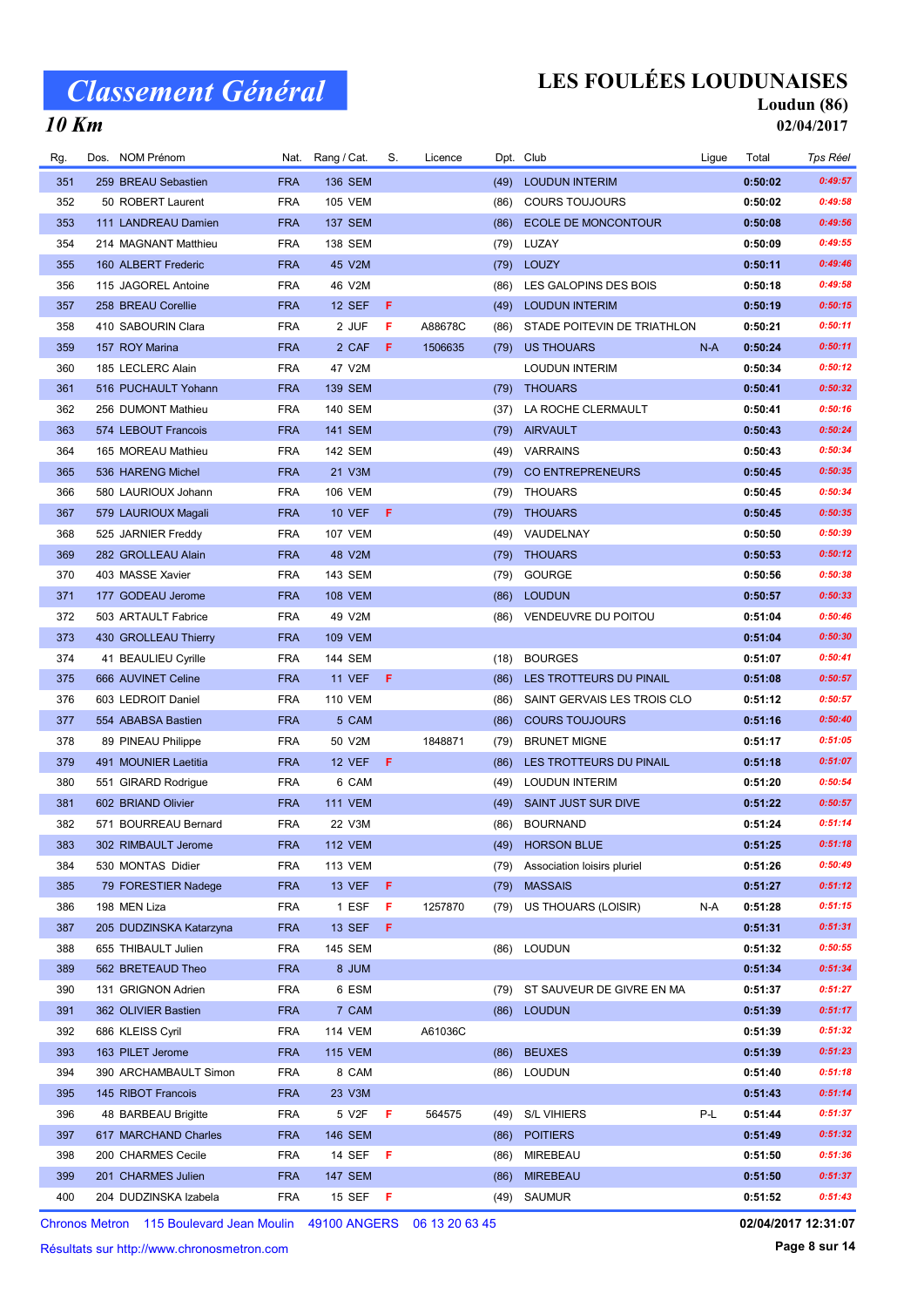# Classement Général

## 10 Km

## LES FOULÉES LOUDUNAISES

**Loudun (86)**

**02/04/2017**

| Rg. | Dos. | NOM Prénom | Nat. | Rang / Cat. | S. | Licence | Dpt. | Club | Ligue | Total | Tps Réel |
|---|---|---|---|---|---|---|---|---|---|---|---|
| 351 | 259 | BREAU Sebastien | FRA | 136 SEM | | | (49) | LOUDUN INTERIM | | 0:50:02 | 0:49:57 |
| 352 | 50 | ROBERT Laurent | FRA | 105 VEM | | | (86) | COURS TOUJOURS | | 0:50:02 | 0:49:58 |
| 353 | 111 | LANDREAU Damien | FRA | 137 SEM | | | (86) | ECOLE DE MONCONTOUR | | 0:50:08 | 0:49:56 |
| 354 | 214 | MAGNANT Matthieu | FRA | 138 SEM | | | (79) | LUZAY | | 0:50:09 | 0:49:55 |
| 355 | 160 | ALBERT Frederic | FRA | 45 V2M | | | (79) | LOUZY | | 0:50:11 | 0:49:46 |
| 356 | 115 | JAGOREL Antoine | FRA | 46 V2M | | | (86) | LES GALOPINS DES BOIS | | 0:50:18 | 0:49:58 |
| 357 | 258 | BREAU Corellie | FRA | 12 SEF | F | | (49) | LOUDUN INTERIM | | 0:50:19 | 0:50:15 |
| 358 | 410 | SABOURIN Clara | FRA | 2 JUF | F | A88678C | (86) | STADE POITEVIN DE TRIATHLON | | 0:50:21 | 0:50:11 |
| 359 | 157 | ROY Marina | FRA | 2 CAF | F | 1506635 | (79) | US THOUARS | N-A | 0:50:24 | 0:50:11 |
| 360 | 185 | LECLERC Alain | FRA | 47 V2M | | | | LOUDUN INTERIM | | 0:50:34 | 0:50:12 |
| 361 | 516 | PUCHAULT Yohann | FRA | 139 SEM | | | (79) | THOUARS | | 0:50:41 | 0:50:32 |
| 362 | 256 | DUMONT Mathieu | FRA | 140 SEM | | | (37) | LA ROCHE CLERMAULT | | 0:50:41 | 0:50:16 |
| 363 | 574 | LEBOUT Francois | FRA | 141 SEM | | | (79) | AIRVAULT | | 0:50:43 | 0:50:24 |
| 364 | 165 | MOREAU Mathieu | FRA | 142 SEM | | | (49) | VARRAINS | | 0:50:43 | 0:50:34 |
| 365 | 536 | HARENG Michel | FRA | 21 V3M | | | (79) | CO ENTREPRENEURS | | 0:50:45 | 0:50:35 |
| 366 | 580 | LAURIOUX Johann | FRA | 106 VEM | | | (79) | THOUARS | | 0:50:45 | 0:50:34 |
| 367 | 579 | LAURIOUX Magali | FRA | 10 VEF | F | | (79) | THOUARS | | 0:50:45 | 0:50:35 |
| 368 | 525 | JARNIER Freddy | FRA | 107 VEM | | | (49) | VAUDELNAY | | 0:50:50 | 0:50:39 |
| 369 | 282 | GROLLEAU Alain | FRA | 48 V2M | | | (79) | THOUARS | | 0:50:53 | 0:50:12 |
| 370 | 403 | MASSE Xavier | FRA | 143 SEM | | | (79) | GOURGE | | 0:50:56 | 0:50:38 |
| 371 | 177 | GODEAU Jerome | FRA | 108 VEM | | | (86) | LOUDUN | | 0:50:57 | 0:50:33 |
| 372 | 503 | ARTAULT Fabrice | FRA | 49 V2M | | | (86) | VENDEUVRE DU POITOU | | 0:51:04 | 0:50:46 |
| 373 | 430 | GROLLEAU Thierry | FRA | 109 VEM | | | | | | 0:51:04 | 0:50:30 |
| 374 | 41 | BEAULIEU Cyrille | FRA | 144 SEM | | | (18) | BOURGES | | 0:51:07 | 0:50:41 |
| 375 | 666 | AUVINET Celine | FRA | 11 VEF | F | | (86) | LES TROTTEURS DU PINAIL | | 0:51:08 | 0:50:57 |
| 376 | 603 | LEDROIT Daniel | FRA | 110 VEM | | | (86) | SAINT GERVAIS LES TROIS CLO | | 0:51:12 | 0:50:57 |
| 377 | 554 | ABABSA Bastien | FRA | 5 CAM | | | (86) | COURS TOUJOURS | | 0:51:16 | 0:50:40 |
| 378 | 89 | PINEAU Philippe | FRA | 50 V2M | | 1848871 | (79) | BRUNET MIGNE | | 0:51:17 | 0:51:05 |
| 379 | 491 | MOUNIER Laetitia | FRA | 12 VEF | F | | (86) | LES TROTTEURS DU PINAIL | | 0:51:18 | 0:51:07 |
| 380 | 551 | GIRARD Rodrigue | FRA | 6 CAM | | | (49) | LOUDUN INTERIM | | 0:51:20 | 0:50:54 |
| 381 | 602 | BRIAND Olivier | FRA | 111 VEM | | | (49) | SAINT JUST SUR DIVE | | 0:51:22 | 0:50:57 |
| 382 | 571 | BOURREAU Bernard | FRA | 22 V3M | | | (86) | BOURNAND | | 0:51:24 | 0:51:14 |
| 383 | 302 | RIMBAULT Jerome | FRA | 112 VEM | | | (49) | HORSON BLUE | | 0:51:25 | 0:51:18 |
| 384 | 530 | MONTAS Didier | FRA | 113 VEM | | | (79) | Association loisirs pluriel | | 0:51:26 | 0:50:49 |
| 385 | 79 | FORESTIER Nadege | FRA | 13 VEF | F | | (79) | MASSAIS | | 0:51:27 | 0:51:12 |
| 386 | 198 | MEN Liza | FRA | 1 ESF | F | 1257870 | (79) | US THOUARS (LOISIR) | N-A | 0:51:28 | 0:51:15 |
| 387 | 205 | DUDZINSKA Katarzyna | FRA | 13 SEF | F | | | | | 0:51:31 | 0:51:31 |
| 388 | 655 | THIBAULT Julien | FRA | 145 SEM | | | (86) | LOUDUN | | 0:51:32 | 0:50:55 |
| 389 | 562 | BRETEAUD Theo | FRA | 8 JUM | | | | | | 0:51:34 | 0:51:34 |
| 390 | 131 | GRIGNON Adrien | FRA | 6 ESM | | | (79) | ST SAUVEUR DE GIVRE EN MA | | 0:51:37 | 0:51:27 |
| 391 | 362 | OLIVIER Bastien | FRA | 7 CAM | | | (86) | LOUDUN | | 0:51:39 | 0:51:17 |
| 392 | 686 | KLEISS Cyril | FRA | 114 VEM | | A61036C | | | | 0:51:39 | 0:51:32 |
| 393 | 163 | PILET Jerome | FRA | 115 VEM | | | (86) | BEUXES | | 0:51:39 | 0:51:23 |
| 394 | 390 | ARCHAMBAULT Simon | FRA | 8 CAM | | | (86) | LOUDUN | | 0:51:40 | 0:51:18 |
| 395 | 145 | RIBOT Francois | FRA | 23 V3M | | | | | | 0:51:43 | 0:51:14 |
| 396 | 48 | BARBEAU Brigitte | FRA | 5 V2F | F | 564575 | (49) | S/L VIHIERS | P-L | 0:51:44 | 0:51:37 |
| 397 | 617 | MARCHAND Charles | FRA | 146 SEM | | | (86) | POITIERS | | 0:51:49 | 0:51:32 |
| 398 | 200 | CHARMES Cecile | FRA | 14 SEF | F | | (86) | MIREBEAU | | 0:51:50 | 0:51:36 |
| 399 | 201 | CHARMES Julien | FRA | 147 SEM | | | (86) | MIREBEAU | | 0:51:50 | 0:51:37 |
| 400 | 204 | DUDZINSKA Izabela | FRA | 15 SEF | F | | (49) | SAUMUR | | 0:51:52 | 0:51:43 |

Chronos Metron 115 Boulevard Jean Moulin 49100 ANGERS 06 13 20 63 45

Résultats sur http://www.chronosmetron.com

02/04/2017 12:31:07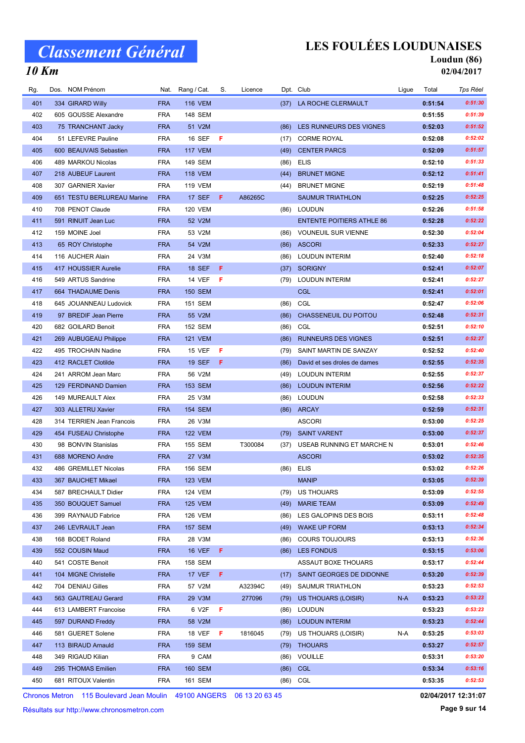# Classement Général

## 10 Km

## LES FOULÉES LOUDUNAISES

**Loudun (86)**

**02/04/2017**

| Rg. | Dos. | NOM Prénom | Nat. | Rang / Cat. | S. | Licence | Dpt. | Club | Ligue | Total | Tps Réel |
|---|---|---|---|---|---|---|---|---|---|---|---|
| 401 | 334 | GIRARD Willy | FRA | 116 VEM | | | (37) | LA ROCHE CLERMAULT | | 0:51:54 | 0:51:30 |
| 402 | 605 | GOUSSE Alexandre | FRA | 148 SEM | | | | | | 0:51:55 | 0:51:39 |
| 403 | 75 | TRANCHANT Jacky | FRA | 51 V2M | | | (86) | LES RUNNEURS DES VIGNES | | 0:52:03 | 0:51:52 |
| 404 | 51 | LEFEVRE Pauline | FRA | 16 SEF | F | | (17) | CORME ROYAL | | 0:52:08 | 0:52:02 |
| 405 | 600 | BEAUVAIS Sebastien | FRA | 117 VEM | | | (49) | CENTER PARCS | | 0:52:09 | 0:51:57 |
| 406 | 489 | MARKOU Nicolas | FRA | 149 SEM | | | (86) | ELIS | | 0:52:10 | 0:51:33 |
| 407 | 218 | AUBEUF Laurent | FRA | 118 VEM | | | (44) | BRUNET MIGNE | | 0:52:12 | 0:51:41 |
| 408 | 307 | GARNIER Xavier | FRA | 119 VEM | | | (44) | BRUNET MIGNE | | 0:52:19 | 0:51:48 |
| 409 | 651 | TESTU BERLUREAU Marine | FRA | 17 SEF | F | A86265C | | SAUMUR TRIATHLON | | 0:52:25 | 0:52:25 |
| 410 | 708 | PENOT Claude | FRA | 120 VEM | | | (86) | LOUDUN | | 0:52:26 | 0:51:58 |
| 411 | 591 | RINUIT Jean Luc | FRA | 52 V2M | | | | ENTENTE POITIERS ATHLE 86 | | 0:52:28 | 0:52:22 |
| 412 | 159 | MOINE Joel | FRA | 53 V2M | | | (86) | VOUNEUIL SUR VIENNE | | 0:52:30 | 0:52:04 |
| 413 | 65 | ROY Christophe | FRA | 54 V2M | | | (86) | ASCORI | | 0:52:33 | 0:52:27 |
| 414 | 116 | AUCHER Alain | FRA | 24 V3M | | | (86) | LOUDUN INTERIM | | 0:52:40 | 0:52:18 |
| 415 | 417 | HOUSSIER Aurelie | FRA | 18 SEF | F | | (37) | SORIGNY | | 0:52:41 | 0:52:07 |
| 416 | 549 | ARTUS Sandrine | FRA | 14 VEF | F | | (79) | LOUDUN INTERIM | | 0:52:41 | 0:52:27 |
| 417 | 664 | THADAUME Denis | FRA | 150 SEM | | | | CGL | | 0:52:41 | 0:52:01 |
| 418 | 645 | JOUANNEAU Ludovick | FRA | 151 SEM | | | (86) | CGL | | 0:52:47 | 0:52:06 |
| 419 | 97 | BREDIF Jean Pierre | FRA | 55 V2M | | | (86) | CHASSENEUIL DU POITOU | | 0:52:48 | 0:52:31 |
| 420 | 682 | GOILARD Benoit | FRA | 152 SEM | | | (86) | CGL | | 0:52:51 | 0:52:10 |
| 421 | 269 | AUBUGEAU Philippe | FRA | 121 VEM | | | (86) | RUNNEURS DES VIGNES | | 0:52:51 | 0:52:27 |
| 422 | 495 | TROCHAIN Nadine | FRA | 15 VEF | F | | (79) | SAINT MARTIN DE SANZAY | | 0:52:52 | 0:52:40 |
| 423 | 412 | RACLET Clotilde | FRA | 19 SEF | F | | (86) | David et ses droles de dames | | 0:52:55 | 0:52:35 |
| 424 | 241 | ARROM Jean Marc | FRA | 56 V2M | | | (49) | LOUDUN INTERIM | | 0:52:55 | 0:52:37 |
| 425 | 129 | FERDINAND Damien | FRA | 153 SEM | | | (86) | LOUDUN INTERIM | | 0:52:56 | 0:52:22 |
| 426 | 149 | MUREAULT Alex | FRA | 25 V3M | | | (86) | LOUDUN | | 0:52:58 | 0:52:33 |
| 427 | 303 | ALLETRU Xavier | FRA | 154 SEM | | | (86) | ARCAY | | 0:52:59 | 0:52:31 |
| 428 | 314 | TERRIEN Jean Francois | FRA | 26 V3M | | | | ASCORI | | 0:53:00 | 0:52:25 |
| 429 | 454 | FUSEAU Christophe | FRA | 122 VEM | | | (79) | SAINT VARENT | | 0:53:00 | 0:52:37 |
| 430 | 98 | BONVIN Stanislas | FRA | 155 SEM | | T300084 | (37) | USEAB RUNNING ET MARCHE N | | 0:53:01 | 0:52:46 |
| 431 | 688 | MORENO Andre | FRA | 27 V3M | | | | ASCORI | | 0:53:02 | 0:52:35 |
| 432 | 486 | GREMILLET Nicolas | FRA | 156 SEM | | | (86) | ELIS | | 0:53:02 | 0:52:26 |
| 433 | 367 | BAUCHET Mikael | FRA | 123 VEM | | | | MANIP | | 0:53:05 | 0:52:39 |
| 434 | 587 | BRECHAULT Didier | FRA | 124 VEM | | | (79) | US THOUARS | | 0:53:09 | 0:52:55 |
| 435 | 350 | BOUQUET Samuel | FRA | 125 VEM | | | (49) | MARIE TEAM | | 0:53:09 | 0:52:49 |
| 436 | 399 | RAYNAUD Fabrice | FRA | 126 VEM | | | (86) | LES GALOPINS DES BOIS | | 0:53:11 | 0:52:48 |
| 437 | 246 | LEVRAULT Jean | FRA | 157 SEM | | | (49) | WAKE UP FORM | | 0:53:13 | 0:52:34 |
| 438 | 168 | BODET Roland | FRA | 28 V3M | | | (86) | COURS TOUJOURS | | 0:53:13 | 0:52:36 |
| 439 | 552 | COUSIN Maud | FRA | 16 VEF | F | | (86) | LES FONDUS | | 0:53:15 | 0:53:06 |
| 440 | 541 | COSTE Benoit | FRA | 158 SEM | | | | ASSAUT BOXE THOUARS | | 0:53:17 | 0:52:44 |
| 441 | 104 | MIGNE Christelle | FRA | 17 VEF | F | | (17) | SAINT GEORGES DE DIDONNE | | 0:53:20 | 0:52:39 |
| 442 | 704 | DENIAU Gilles | FRA | 57 V2M | | A32394C | (49) | SAUMUR TRIATHLON | | 0:53:23 | 0:52:53 |
| 443 | 563 | GAUTREAU Gerard | FRA | 29 V3M | | 277096 | (79) | US THOUARS (LOISIR) | N-A | 0:53:23 | 0:53:23 |
| 444 | 613 | LAMBERT Francoise | FRA | 6 V2F | F | | (86) | LOUDUN | | 0:53:23 | 0:53:23 |
| 445 | 597 | DURAND Freddy | FRA | 58 V2M | | | (86) | LOUDUN INTERIM | | 0:53:23 | 0:52:44 |
| 446 | 581 | GUERET Solene | FRA | 18 VEF | F | 1816045 | (79) | US THOUARS (LOISIR) | N-A | 0:53:25 | 0:53:03 |
| 447 | 113 | BIRAUD Arnauld | FRA | 159 SEM | | | (79) | THOUARS | | 0:53:27 | 0:52:57 |
| 448 | 349 | RIGAUD Kilian | FRA | 9 CAM | | | (86) | VOUILLE | | 0:53:31 | 0:53:20 |
| 449 | 295 | THOMAS Emilien | FRA | 160 SEM | | | (86) | CGL | | 0:53:34 | 0:53:16 |
| 450 | 681 | RITOUX Valentin | FRA | 161 SEM | | | (86) | CGL | | 0:53:35 | 0:52:53 |

Chronos Metron 115 Boulevard Jean Moulin 49100 ANGERS 06 13 20 63 45

Résultats sur http://www.chronosmetron.com

02/04/2017 12:31:07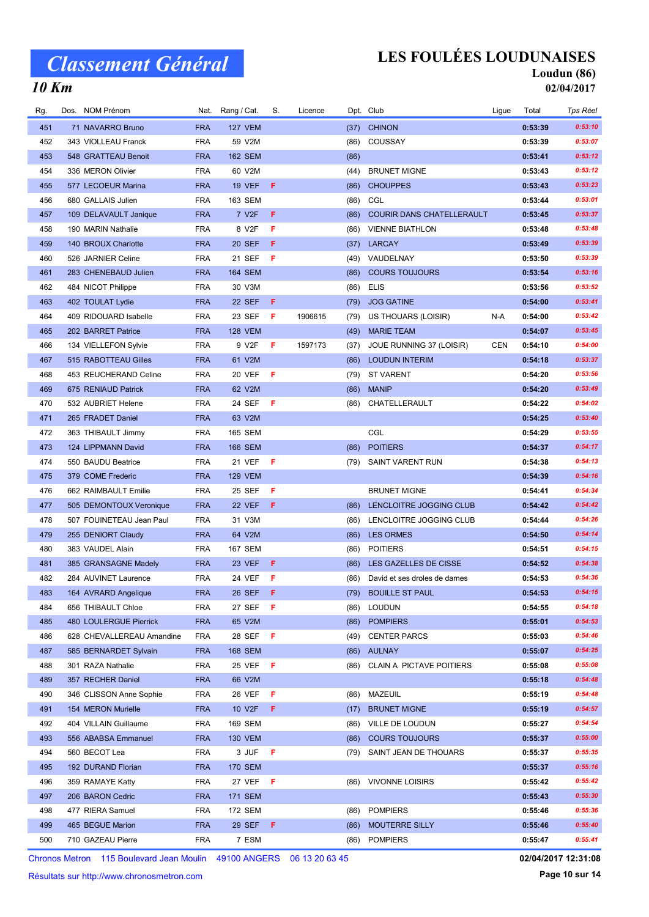# Classement Général

## 10 Km

## LES FOULÉES LOUDUNAISES

**Loudun (86)**

**02/04/2017**

| Rg. | Dos. | NOM Prénom | Nat. | Rang / Cat. | S. | Licence | Dpt. | Club | Ligue | Total | Tps Réel |
|---|---|---|---|---|---|---|---|---|---|---|---|
| 451 | 71 | NAVARRO Bruno | FRA | 127 VEM | | | (37) | CHINON | | 0:53:39 | 0:53:10 |
| 452 | 343 | VIOLLEAU Franck | FRA | 59 V2M | | | (86) | COUSSAY | | 0:53:39 | 0:53:07 |
| 453 | 548 | GRATTEAU Benoit | FRA | 162 SEM | | | (86) | | | 0:53:41 | 0:53:12 |
| 454 | 336 | MERON Olivier | FRA | 60 V2M | | | (44) | BRUNET MIGNE | | 0:53:43 | 0:53:12 |
| 455 | 577 | LECOEUR Marina | FRA | 19 VEF | F | | (86) | CHOUPPES | | 0:53:43 | 0:53:23 |
| 456 | 680 | GALLAIS Julien | FRA | 163 SEM | | | (86) | CGL | | 0:53:44 | 0:53:01 |
| 457 | 109 | DELAVAULT Janique | FRA | 7 V2F | F | | (86) | COURIR DANS CHATELLERAULT | | 0:53:45 | 0:53:37 |
| 458 | 190 | MARIN Nathalie | FRA | 8 V2F | F | | (86) | VIENNE BIATHLON | | 0:53:48 | 0:53:48 |
| 459 | 140 | BROUX Charlotte | FRA | 20 SEF | F | | (37) | LARCAY | | 0:53:49 | 0:53:39 |
| 460 | 526 | JARNIER Celine | FRA | 21 SEF | F | | (49) | VAUDELNAY | | 0:53:50 | 0:53:39 |
| 461 | 283 | CHENEBAUD Julien | FRA | 164 SEM | | | (86) | COURS TOUJOURS | | 0:53:54 | 0:53:16 |
| 462 | 484 | NICOT Philippe | FRA | 30 V3M | | | (86) | ELIS | | 0:53:56 | 0:53:52 |
| 463 | 402 | TOULAT Lydie | FRA | 22 SEF | F | | (79) | JOG GATINE | | 0:54:00 | 0:53:41 |
| 464 | 409 | RIDOUARD Isabelle | FRA | 23 SEF | F | 1906615 | (79) | US THOUARS (LOISIR) | N-A | 0:54:00 | 0:53:42 |
| 465 | 202 | BARRET Patrice | FRA | 128 VEM | | | (49) | MARIE TEAM | | 0:54:07 | 0:53:45 |
| 466 | 134 | VIELLEFON Sylvie | FRA | 9 V2F | F | 1597173 | (37) | JOUE RUNNING 37 (LOISIR) | CEN | 0:54:10 | 0:54:00 |
| 467 | 515 | RABOTTEAU Gilles | FRA | 61 V2M | | | (86) | LOUDUN INTERIM | | 0:54:18 | 0:53:37 |
| 468 | 453 | REUCHERAND Celine | FRA | 20 VEF | F | | (79) | ST VARENT | | 0:54:20 | 0:53:56 |
| 469 | 675 | RENIAUD Patrick | FRA | 62 V2M | | | (86) | MANIP | | 0:54:20 | 0:53:49 |
| 470 | 532 | AUBRIET Helene | FRA | 24 SEF | F | | (86) | CHATELLERAULT | | 0:54:22 | 0:54:02 |
| 471 | 265 | FRADET Daniel | FRA | 63 V2M | | | | | | 0:54:25 | 0:53:40 |
| 472 | 363 | THIBAULT Jimmy | FRA | 165 SEM | | | | CGL | | 0:54:29 | 0:53:55 |
| 473 | 124 | LIPPMANN David | FRA | 166 SEM | | | (86) | POITIERS | | 0:54:37 | 0:54:17 |
| 474 | 550 | BAUDU Beatrice | FRA | 21 VEF | F | | (79) | SAINT VARENT RUN | | 0:54:38 | 0:54:13 |
| 475 | 379 | COME Frederic | FRA | 129 VEM | | | | | | 0:54:39 | 0:54:16 |
| 476 | 662 | RAIMBAULT Emilie | FRA | 25 SEF | F | | | BRUNET MIGNE | | 0:54:41 | 0:54:34 |
| 477 | 505 | DEMONTOUX Veronique | FRA | 22 VEF | F | | (86) | LENCLOITRE JOGGING CLUB | | 0:54:42 | 0:54:42 |
| 478 | 507 | FOUINETEAU Jean Paul | FRA | 31 V3M | | | (86) | LENCLOITRE JOGGING CLUB | | 0:54:44 | 0:54:26 |
| 479 | 255 | DENIORT Claudy | FRA | 64 V2M | | | (86) | LES ORMES | | 0:54:50 | 0:54:14 |
| 480 | 383 | VAUDEL Alain | FRA | 167 SEM | | | (86) | POITIERS | | 0:54:51 | 0:54:15 |
| 481 | 385 | GRANSAGNE Madely | FRA | 23 VEF | F | | (86) | LES GAZELLES DE CISSE | | 0:54:52 | 0:54:38 |
| 482 | 284 | AUVINET Laurence | FRA | 24 VEF | F | | (86) | David et ses droles de dames | | 0:54:53 | 0:54:36 |
| 483 | 164 | AVRARD Angelique | FRA | 26 SEF | F | | (79) | BOUILLE ST PAUL | | 0:54:53 | 0:54:15 |
| 484 | 656 | THIBAULT Chloe | FRA | 27 SEF | F | | (86) | LOUDUN | | 0:54:55 | 0:54:18 |
| 485 | 480 | LOULERGUE Pierrick | FRA | 65 V2M | | | (86) | POMPIERS | | 0:55:01 | 0:54:53 |
| 486 | 628 | CHEVALLEREAU Amandine | FRA | 28 SEF | F | | (49) | CENTER PARCS | | 0:55:03 | 0:54:46 |
| 487 | 585 | BERNARDET Sylvain | FRA | 168 SEM | | | (86) | AULNAY | | 0:55:07 | 0:54:25 |
| 488 | 301 | RAZA Nathalie | FRA | 25 VEF | F | | (86) | CLAIN A PICTAVE POITIERS | | 0:55:08 | 0:55:08 |
| 489 | 357 | RECHER Daniel | FRA | 66 V2M | | | | | | 0:55:18 | 0:54:48 |
| 490 | 346 | CLISSON Anne Sophie | FRA | 26 VEF | F | | (86) | MAZEUIL | | 0:55:19 | 0:54:48 |
| 491 | 154 | MERON Murielle | FRA | 10 V2F | F | | (17) | BRUNET MIGNE | | 0:55:19 | 0:54:57 |
| 492 | 404 | VILLAIN Guillaume | FRA | 169 SEM | | | (86) | VILLE DE LOUDUN | | 0:55:27 | 0:54:54 |
| 493 | 556 | ABABSA Emmanuel | FRA | 130 VEM | | | (86) | COURS TOUJOURS | | 0:55:37 | 0:55:00 |
| 494 | 560 | BECOT Lea | FRA | 3 JUF | F | | (79) | SAINT JEAN DE THOUARS | | 0:55:37 | 0:55:35 |
| 495 | 192 | DURAND Florian | FRA | 170 SEM | | | | | | 0:55:37 | 0:55:16 |
| 496 | 359 | RAMAYE Katty | FRA | 27 VEF | F | | (86) | VIVONNE LOISIRS | | 0:55:42 | 0:55:42 |
| 497 | 206 | BARON Cedric | FRA | 171 SEM | | | | | | 0:55:43 | 0:55:30 |
| 498 | 477 | RIERA Samuel | FRA | 172 SEM | | | (86) | POMPIERS | | 0:55:46 | 0:55:36 |
| 499 | 465 | BEGUE Marion | FRA | 29 SEF | F | | (86) | MOUTERRE SILLY | | 0:55:46 | 0:55:40 |
| 500 | 710 | GAZEAU Pierre | FRA | 7 ESM | | | (86) | POMPIERS | | 0:55:47 | 0:55:41 |

Chronos Metron 115 Boulevard Jean Moulin 49100 ANGERS 06 13 20 63 45

Résultats sur http://www.chronosmetron.com

02/04/2017 12:31:08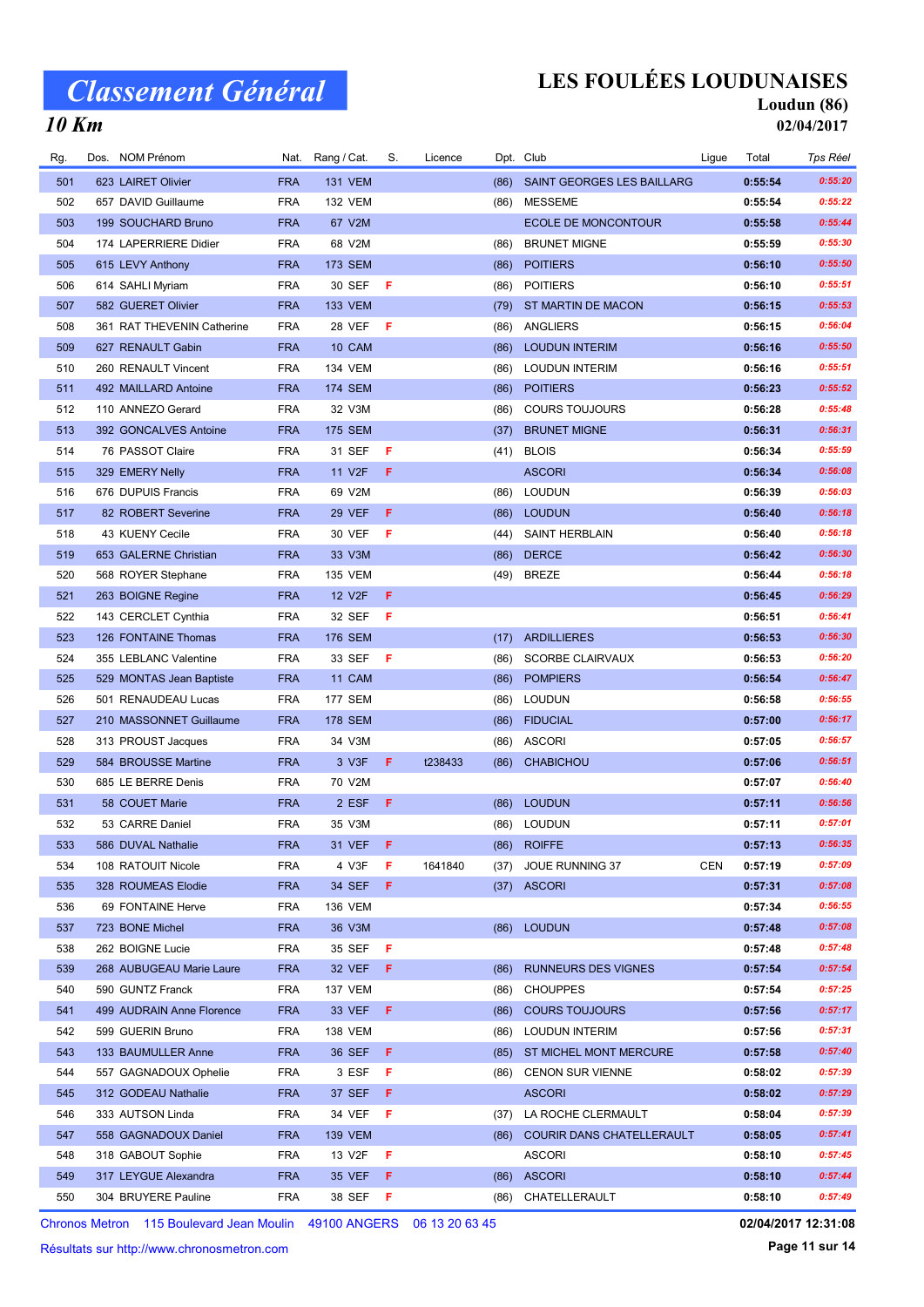# Classement Général

## 10 Km

## LES FOULÉES LOUDUNAISES

**Loudun (86)**

**02/04/2017**

| Rg. | Dos. | NOM Prénom | Nat. | Rang / Cat. | S. | Licence | Dpt. | Club | Ligue | Total | Tps Réel |
|---|---|---|---|---|---|---|---|---|---|---|---|
| 501 | 623 | LAIRET Olivier | FRA | 131 VEM | | | (86) | SAINT GEORGES LES BAILLARG | | 0:55:54 | 0:55:20 |
| 502 | 657 | DAVID Guillaume | FRA | 132 VEM | | | (86) | MESSEME | | 0:55:54 | 0:55:22 |
| 503 | 199 | SOUCHARD Bruno | FRA | 67 V2M | | | | ECOLE DE MONCONTOUR | | 0:55:58 | 0:55:44 |
| 504 | 174 | LAPERRIERE Didier | FRA | 68 V2M | | | (86) | BRUNET MIGNE | | 0:55:59 | 0:55:30 |
| 505 | 615 | LEVY Anthony | FRA | 173 SEM | | | (86) | POITIERS | | 0:56:10 | 0:55:50 |
| 506 | 614 | SAHLI Myriam | FRA | 30 SEF | F | | (86) | POITIERS | | 0:56:10 | 0:55:51 |
| 507 | 582 | GUERET Olivier | FRA | 133 VEM | | | (79) | ST MARTIN DE MACON | | 0:56:15 | 0:55:53 |
| 508 | 361 | RAT THEVENIN Catherine | FRA | 28 VEF | F | | (86) | ANGLIERS | | 0:56:15 | 0:56:04 |
| 509 | 627 | RENAULT Gabin | FRA | 10 CAM | | | (86) | LOUDUN INTERIM | | 0:56:16 | 0:55:50 |
| 510 | 260 | RENAULT Vincent | FRA | 134 VEM | | | (86) | LOUDUN INTERIM | | 0:56:16 | 0:55:51 |
| 511 | 492 | MAILLARD Antoine | FRA | 174 SEM | | | (86) | POITIERS | | 0:56:23 | 0:55:52 |
| 512 | 110 | ANNEZO Gerard | FRA | 32 V3M | | | (86) | COURS TOUJOURS | | 0:56:28 | 0:55:48 |
| 513 | 392 | GONCALVES Antoine | FRA | 175 SEM | | | (37) | BRUNET MIGNE | | 0:56:31 | 0:56:31 |
| 514 | 76 | PASSOT Claire | FRA | 31 SEF | F | | (41) | BLOIS | | 0:56:34 | 0:55:59 |
| 515 | 329 | EMERY Nelly | FRA | 11 V2F | F | | | ASCORI | | 0:56:34 | 0:56:08 |
| 516 | 676 | DUPUIS Francis | FRA | 69 V2M | | | (86) | LOUDUN | | 0:56:39 | 0:56:03 |
| 517 | 82 | ROBERT Severine | FRA | 29 VEF | F | | (86) | LOUDUN | | 0:56:40 | 0:56:18 |
| 518 | 43 | KUENY Cecile | FRA | 30 VEF | F | | (44) | SAINT HERBLAIN | | 0:56:40 | 0:56:18 |
| 519 | 653 | GALERNE Christian | FRA | 33 V3M | | | (86) | DERCE | | 0:56:42 | 0:56:30 |
| 520 | 568 | ROYER Stephane | FRA | 135 VEM | | | (49) | BREZE | | 0:56:44 | 0:56:18 |
| 521 | 263 | BOIGNE Regine | FRA | 12 V2F | F | | | | | 0:56:45 | 0:56:29 |
| 522 | 143 | CERCLET Cynthia | FRA | 32 SEF | F | | | | | 0:56:51 | 0:56:41 |
| 523 | 126 | FONTAINE Thomas | FRA | 176 SEM | | | (17) | ARDILLIERES | | 0:56:53 | 0:56:30 |
| 524 | 355 | LEBLANC Valentine | FRA | 33 SEF | F | | (86) | SCORBE CLAIRVAUX | | 0:56:53 | 0:56:20 |
| 525 | 529 | MONTAS Jean Baptiste | FRA | 11 CAM | | | (86) | POMPIERS | | 0:56:54 | 0:56:47 |
| 526 | 501 | RENAUDEAU Lucas | FRA | 177 SEM | | | (86) | LOUDUN | | 0:56:58 | 0:56:55 |
| 527 | 210 | MASSONNET Guillaume | FRA | 178 SEM | | | (86) | FIDUCIAL | | 0:57:00 | 0:56:17 |
| 528 | 313 | PROUST Jacques | FRA | 34 V3M | | | (86) | ASCORI | | 0:57:05 | 0:56:57 |
| 529 | 584 | BROUSSE Martine | FRA | 3 V3F | F | t238433 | (86) | CHABICHOU | | 0:57:06 | 0:56:51 |
| 530 | 685 | LE BERRE Denis | FRA | 70 V2M | | | | | | 0:57:07 | 0:56:40 |
| 531 | 58 | COUET Marie | FRA | 2 ESF | F | | (86) | LOUDUN | | 0:57:11 | 0:56:56 |
| 532 | 53 | CARRE Daniel | FRA | 35 V3M | | | (86) | LOUDUN | | 0:57:11 | 0:57:01 |
| 533 | 586 | DUVAL Nathalie | FRA | 31 VEF | F | | (86) | ROIFFE | | 0:57:13 | 0:56:35 |
| 534 | 108 | RATOUIT Nicole | FRA | 4 V3F | F | 1641840 | (37) | JOUE RUNNING 37 | CEN | 0:57:19 | 0:57:09 |
| 535 | 328 | ROUMEAS Elodie | FRA | 34 SEF | F | | (37) | ASCORI | | 0:57:31 | 0:57:08 |
| 536 | 69 | FONTAINE Herve | FRA | 136 VEM | | | | | | 0:57:34 | 0:56:55 |
| 537 | 723 | BONE Michel | FRA | 36 V3M | | | (86) | LOUDUN | | 0:57:48 | 0:57:08 |
| 538 | 262 | BOIGNE Lucie | FRA | 35 SEF | F | | | | | 0:57:48 | 0:57:48 |
| 539 | 268 | AUBUGEAU Marie Laure | FRA | 32 VEF | F | | (86) | RUNNEURS DES VIGNES | | 0:57:54 | 0:57:54 |
| 540 | 590 | GUNTZ Franck | FRA | 137 VEM | | | (86) | CHOUPPES | | 0:57:54 | 0:57:25 |
| 541 | 499 | AUDRAIN Anne Florence | FRA | 33 VEF | F | | (86) | COURS TOUJOURS | | 0:57:56 | 0:57:17 |
| 542 | 599 | GUERIN Bruno | FRA | 138 VEM | | | (86) | LOUDUN INTERIM | | 0:57:56 | 0:57:31 |
| 543 | 133 | BAUMULLER Anne | FRA | 36 SEF | F | | (85) | ST MICHEL MONT MERCURE | | 0:57:58 | 0:57:40 |
| 544 | 557 | GAGNADOUX Ophelie | FRA | 3 ESF | F | | (86) | CENON SUR VIENNE | | 0:58:02 | 0:57:39 |
| 545 | 312 | GODEAU Nathalie | FRA | 37 SEF | F | | | ASCORI | | 0:58:02 | 0:57:29 |
| 546 | 333 | AUTSON Linda | FRA | 34 VEF | F | | (37) | LA ROCHE CLERMAULT | | 0:58:04 | 0:57:39 |
| 547 | 558 | GAGNADOUX Daniel | FRA | 139 VEM | | | (86) | COURIR DANS CHATELLERAULT | | 0:58:05 | 0:57:41 |
| 548 | 318 | GABOUT Sophie | FRA | 13 V2F | F | | | ASCORI | | 0:58:10 | 0:57:45 |
| 549 | 317 | LEYGUE Alexandra | FRA | 35 VEF | F | | (86) | ASCORI | | 0:58:10 | 0:57:44 |
| 550 | 304 | BRUYERE Pauline | FRA | 38 SEF | F | | (86) | CHATELLERAULT | | 0:58:10 | 0:57:49 |

Chronos Metron 115 Boulevard Jean Moulin 49100 ANGERS 06 13 20 63 45

**02/04/2017 12:31:08**

Résultats sur http://www.chronosmetron.com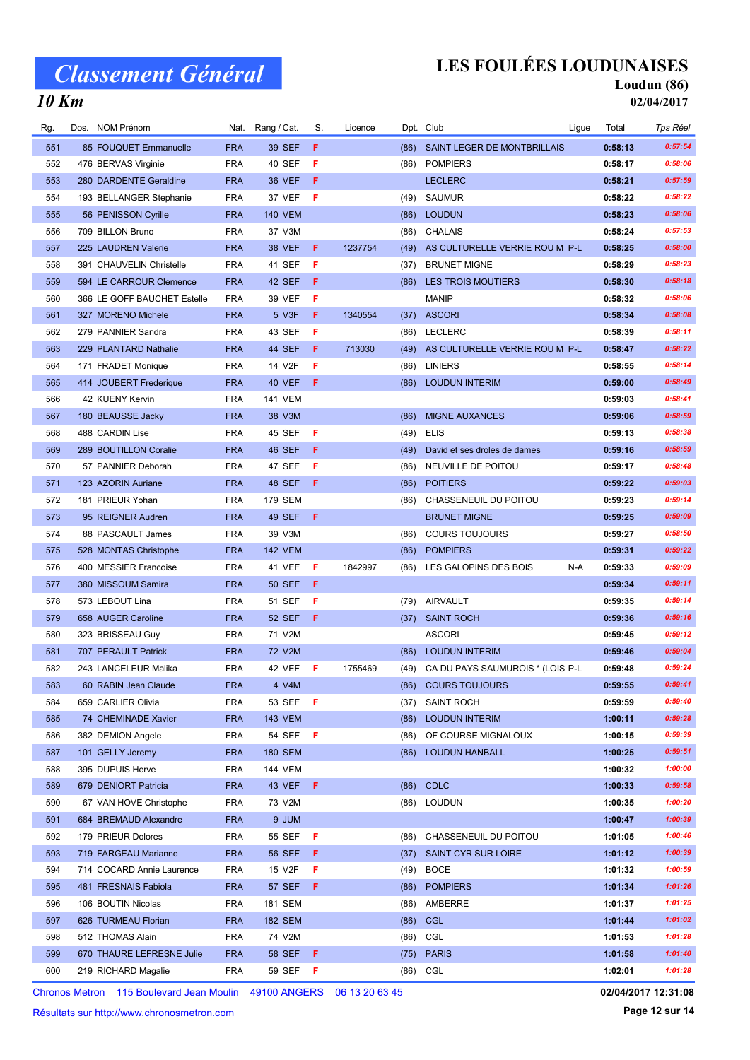# Classement Général

## 10 Km

## LES FOULÉES LOUDUNAISES

**Loudun (86)**

**02/04/2017**

| Rg. | Dos. | NOM Prénom | Nat. | Rang / Cat. | S. | Licence | Dpt. | Club | Ligue | Total | Tps Réel |
|---|---|---|---|---|---|---|---|---|---|---|---|
| 551 | 85 | FOUQUET Emmanuelle | FRA | 39 SEF | F | | (86) | SAINT LEGER DE MONTBRILLAIS | | 0:58:13 | 0:57:54 |
| 552 | 476 | BERVAS Virginie | FRA | 40 SEF | F | | (86) | POMPIERS | | 0:58:17 | 0:58:06 |
| 553 | 280 | DARDENTE Geraldine | FRA | 36 VEF | F | | | LECLERC | | 0:58:21 | 0:57:59 |
| 554 | 193 | BELLANGER Stephanie | FRA | 37 VEF | F | | (49) | SAUMUR | | 0:58:22 | 0:58:22 |
| 555 | 56 | PENISSON Cyrille | FRA | 140 VEM | | | (86) | LOUDUN | | 0:58:23 | 0:58:06 |
| 556 | 709 | BILLON Bruno | FRA | 37 V3M | | | (86) | CHALAIS | | 0:58:24 | 0:57:53 |
| 557 | 225 | LAUDREN Valerie | FRA | 38 VEF | F | 1237754 | (49) | AS CULTURELLE VERRIE ROU M | P-L | 0:58:25 | 0:58:00 |
| 558 | 391 | CHAUVELIN Christelle | FRA | 41 SEF | F | | (37) | BRUNET MIGNE | | 0:58:29 | 0:58:23 |
| 559 | 594 | LE CARROUR Clemence | FRA | 42 SEF | F | | (86) | LES TROIS MOUTIERS | | 0:58:30 | 0:58:18 |
| 560 | 366 | LE GOFF BAUCHET Estelle | FRA | 39 VEF | F | | | MANIP | | 0:58:32 | 0:58:06 |
| 561 | 327 | MORENO Michele | FRA | 5 V3F | F | 1340554 | (37) | ASCORI | | 0:58:34 | 0:58:08 |
| 562 | 279 | PANNIER Sandra | FRA | 43 SEF | F | | (86) | LECLERC | | 0:58:39 | 0:58:11 |
| 563 | 229 | PLANTARD Nathalie | FRA | 44 SEF | F | 713030 | (49) | AS CULTURELLE VERRIE ROU M | P-L | 0:58:47 | 0:58:22 |
| 564 | 171 | FRADET Monique | FRA | 14 V2F | F | | (86) | LINIERS | | 0:58:55 | 0:58:14 |
| 565 | 414 | JOUBERT Frederique | FRA | 40 VEF | F | | (86) | LOUDUN INTERIM | | 0:59:00 | 0:58:49 |
| 566 | 42 | KUENY Kervin | FRA | 141 VEM | | | | | | 0:59:03 | 0:58:41 |
| 567 | 180 | BEAUSSE Jacky | FRA | 38 V3M | | | (86) | MIGNE AUXANCES | | 0:59:06 | 0:58:59 |
| 568 | 488 | CARDIN Lise | FRA | 45 SEF | F | | (49) | ELIS | | 0:59:13 | 0:58:38 |
| 569 | 289 | BOUTILLON Coralie | FRA | 46 SEF | F | | (49) | David et ses droles de dames | | 0:59:16 | 0:58:59 |
| 570 | 57 | PANNIER Deborah | FRA | 47 SEF | F | | (86) | NEUVILLE DE POITOU | | 0:59:17 | 0:58:48 |
| 571 | 123 | AZORIN Auriane | FRA | 48 SEF | F | | (86) | POITIERS | | 0:59:22 | 0:59:03 |
| 572 | 181 | PRIEUR Yohan | FRA | 179 SEM | | | (86) | CHASSENEUIL DU POITOU | | 0:59:23 | 0:59:14 |
| 573 | 95 | REIGNER Audren | FRA | 49 SEF | F | | | BRUNET MIGNE | | 0:59:25 | 0:59:09 |
| 574 | 88 | PASCAULT James | FRA | 39 V3M | | | (86) | COURS TOUJOURS | | 0:59:27 | 0:58:50 |
| 575 | 528 | MONTAS Christophe | FRA | 142 VEM | | | (86) | POMPIERS | | 0:59:31 | 0:59:22 |
| 576 | 400 | MESSIER Francoise | FRA | 41 VEF | F | 1842997 | (86) | LES GALOPINS DES BOIS | N-A | 0:59:33 | 0:59:09 |
| 577 | 380 | MISSOUM Samira | FRA | 50 SEF | F | | | | | 0:59:34 | 0:59:11 |
| 578 | 573 | LEBOUT Lina | FRA | 51 SEF | F | | (79) | AIRVAULT | | 0:59:35 | 0:59:14 |
| 579 | 658 | AUGER Caroline | FRA | 52 SEF | F | | (37) | SAINT ROCH | | 0:59:36 | 0:59:16 |
| 580 | 323 | BRISSEAU Guy | FRA | 71 V2M | | | | ASCORI | | 0:59:45 | 0:59:12 |
| 581 | 707 | PERAULT Patrick | FRA | 72 V2M | | | (86) | LOUDUN INTERIM | | 0:59:46 | 0:59:04 |
| 582 | 243 | LANCELEUR Malika | FRA | 42 VEF | F | 1755469 | (49) | CA DU PAYS SAUMUROIS * (LOIS | P-L | 0:59:48 | 0:59:24 |
| 583 | 60 | RABIN Jean Claude | FRA | 4 V4M | | | (86) | COURS TOUJOURS | | 0:59:55 | 0:59:41 |
| 584 | 659 | CARLIER Olivia | FRA | 53 SEF | F | | (37) | SAINT ROCH | | 0:59:59 | 0:59:40 |
| 585 | 74 | CHEMINADE Xavier | FRA | 143 VEM | | | (86) | LOUDUN INTERIM | | 1:00:11 | 0:59:28 |
| 586 | 382 | DEMION Angele | FRA | 54 SEF | F | | (86) | OF COURSE MIGNALOUX | | 1:00:15 | 0:59:39 |
| 587 | 101 | GELLY Jeremy | FRA | 180 SEM | | | (86) | LOUDUN HANBALL | | 1:00:25 | 0:59:51 |
| 588 | 395 | DUPUIS Herve | FRA | 144 VEM | | | | | | 1:00:32 | 1:00:00 |
| 589 | 679 | DENIORT Patricia | FRA | 43 VEF | F | | (86) | CDLC | | 1:00:33 | 0:59:58 |
| 590 | 67 | VAN HOVE Christophe | FRA | 73 V2M | | | (86) | LOUDUN | | 1:00:35 | 1:00:20 |
| 591 | 684 | BREMAUD Alexandre | FRA | 9 JUM | | | | | | 1:00:47 | 1:00:39 |
| 592 | 179 | PRIEUR Dolores | FRA | 55 SEF | F | | (86) | CHASSENEUIL DU POITOU | | 1:01:05 | 1:00:46 |
| 593 | 719 | FARGEAU Marianne | FRA | 56 SEF | F | | (37) | SAINT CYR SUR LOIRE | | 1:01:12 | 1:00:39 |
| 594 | 714 | COCARD Annie Laurence | FRA | 15 V2F | F | | (49) | BOCE | | 1:01:32 | 1:00:59 |
| 595 | 481 | FRESNAIS Fabiola | FRA | 57 SEF | F | | (86) | POMPIERS | | 1:01:34 | 1:01:26 |
| 596 | 106 | BOUTIN Nicolas | FRA | 181 SEM | | | (86) | AMBERRE | | 1:01:37 | 1:01:25 |
| 597 | 626 | TURMEAU Florian | FRA | 182 SEM | | | (86) | CGL | | 1:01:44 | 1:01:02 |
| 598 | 512 | THOMAS Alain | FRA | 74 V2M | | | (86) | CGL | | 1:01:53 | 1:01:28 |
| 599 | 670 | THAURE LEFRESNE Julie | FRA | 58 SEF | F | | (75) | PARIS | | 1:01:58 | 1:01:40 |
| 600 | 219 | RICHARD Magalie | FRA | 59 SEF | F | | (86) | CGL | | 1:02:01 | 1:01:28 |

Chronos Metron 115 Boulevard Jean Moulin 49100 ANGERS 06 13 20 63 45

Résultats sur http://www.chronosmetron.com

02/04/2017 12:31:08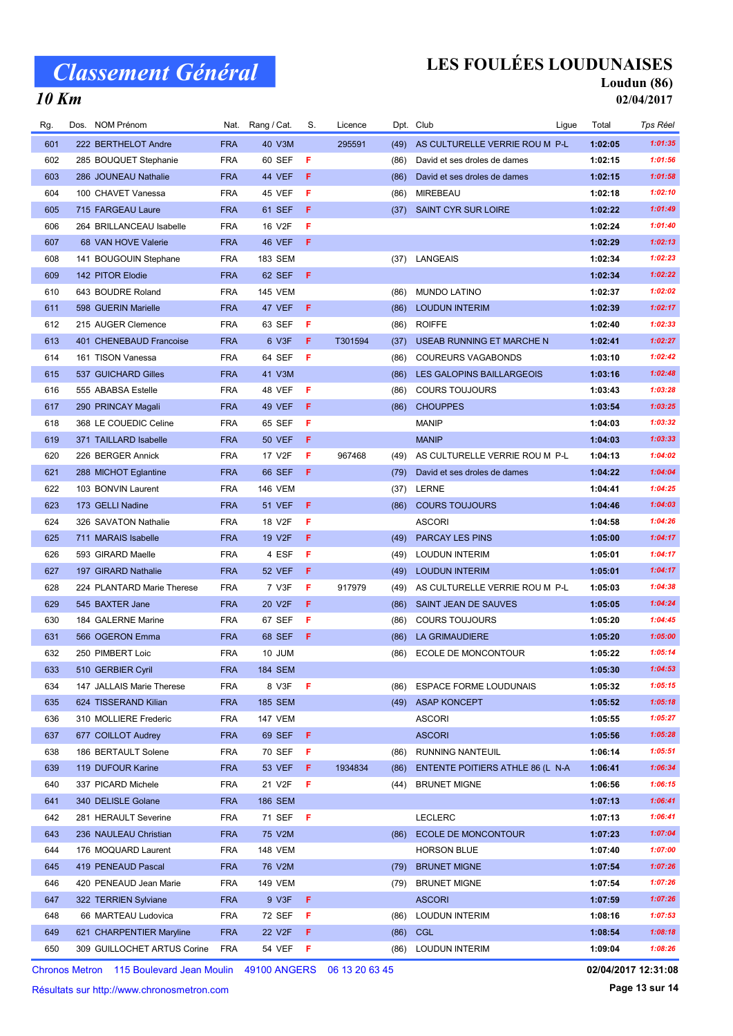# Classement Général

## 10 Km

# LES FOULÉES LOUDUNAISES

**Loudun (86)**

**02/04/2017**

| Rg. | Dos. | NOM Prénom | Nat. | Rang / Cat. | S. | Licence | Dpt. | Club | Ligue | Total | Tps Réel |
|---|---|---|---|---|---|---|---|---|---|---|---|
| 601 | 222 | BERTHELOT Andre | FRA | 40 V3M | | 295591 | (49) | AS CULTURELLE VERRIE ROU M | P-L | 1:02:05 | 1:01:35 |
| 602 | 285 | BOUQUET Stephanie | FRA | 60 SEF | F | | (86) | David et ses droles de dames | | 1:02:15 | 1:01:56 |
| 603 | 286 | JOUNEAU Nathalie | FRA | 44 VEF | F | | (86) | David et ses droles de dames | | 1:02:15 | 1:01:58 |
| 604 | 100 | CHAVET Vanessa | FRA | 45 VEF | F | | (86) | MIREBEAU | | 1:02:18 | 1:02:10 |
| 605 | 715 | FARGEAU Laure | FRA | 61 SEF | F | | (37) | SAINT CYR SUR LOIRE | | 1:02:22 | 1:01:49 |
| 606 | 264 | BRILLANCEAU Isabelle | FRA | 16 V2F | F | | | | | 1:02:24 | 1:01:40 |
| 607 | 68 | VAN HOVE Valerie | FRA | 46 VEF | F | | | | | 1:02:29 | 1:02:13 |
| 608 | 141 | BOUGOUIN Stephane | FRA | 183 SEM | | | (37) | LANGEAIS | | 1:02:34 | 1:02:23 |
| 609 | 142 | PITOR Elodie | FRA | 62 SEF | F | | | | | 1:02:34 | 1:02:22 |
| 610 | 643 | BOUDRE Roland | FRA | 145 VEM | | | (86) | MUNDO LATINO | | 1:02:37 | 1:02:02 |
| 611 | 598 | GUERIN Marielle | FRA | 47 VEF | F | | (86) | LOUDUN INTERIM | | 1:02:39 | 1:02:17 |
| 612 | 215 | AUGER Clemence | FRA | 63 SEF | F | | (86) | ROIFFE | | 1:02:40 | 1:02:33 |
| 613 | 401 | CHENEBAUD Francoise | FRA | 6 V3F | F | T301594 | (37) | USEAB RUNNING ET MARCHE N | | 1:02:41 | 1:02:27 |
| 614 | 161 | TISON Vanessa | FRA | 64 SEF | F | | (86) | COUREURS VAGABONDS | | 1:03:10 | 1:02:42 |
| 615 | 537 | GUICHARD Gilles | FRA | 41 V3M | | | (86) | LES GALOPINS BAILLARGEOIS | | 1:03:16 | 1:02:48 |
| 616 | 555 | ABABSA Estelle | FRA | 48 VEF | F | | (86) | COURS TOUJOURS | | 1:03:43 | 1:03:28 |
| 617 | 290 | PRINCAY Magali | FRA | 49 VEF | F | | (86) | CHOUPPES | | 1:03:54 | 1:03:25 |
| 618 | 368 | LE COUEDIC Celine | FRA | 65 SEF | F | | | MANIP | | 1:04:03 | 1:03:32 |
| 619 | 371 | TAILLARD Isabelle | FRA | 50 VEF | F | | | MANIP | | 1:04:03 | 1:03:33 |
| 620 | 226 | BERGER Annick | FRA | 17 V2F | F | 967468 | (49) | AS CULTURELLE VERRIE ROU M | P-L | 1:04:13 | 1:04:02 |
| 621 | 288 | MICHOT Eglantine | FRA | 66 SEF | F | | (79) | David et ses droles de dames | | 1:04:22 | 1:04:04 |
| 622 | 103 | BONVIN Laurent | FRA | 146 VEM | | | (37) | LERNE | | 1:04:41 | 1:04:25 |
| 623 | 173 | GELLI Nadine | FRA | 51 VEF | F | | (86) | COURS TOUJOURS | | 1:04:46 | 1:04:03 |
| 624 | 326 | SAVATON Nathalie | FRA | 18 V2F | F | | | ASCORI | | 1:04:58 | 1:04:26 |
| 625 | 711 | MARAIS Isabelle | FRA | 19 V2F | F | | (49) | PARCAY LES PINS | | 1:05:00 | 1:04:17 |
| 626 | 593 | GIRARD Maelle | FRA | 4 ESF | F | | (49) | LOUDUN INTERIM | | 1:05:01 | 1:04:17 |
| 627 | 197 | GIRARD Nathalie | FRA | 52 VEF | F | | (49) | LOUDUN INTERIM | | 1:05:01 | 1:04:17 |
| 628 | 224 | PLANTARD Marie Therese | FRA | 7 V3F | F | 917979 | (49) | AS CULTURELLE VERRIE ROU M | P-L | 1:05:03 | 1:04:38 |
| 629 | 545 | BAXTER Jane | FRA | 20 V2F | F | | (86) | SAINT JEAN DE SAUVES | | 1:05:05 | 1:04:24 |
| 630 | 184 | GALERNE Marine | FRA | 67 SEF | F | | (86) | COURS TOUJOURS | | 1:05:20 | 1:04:45 |
| 631 | 566 | OGERON Emma | FRA | 68 SEF | F | | (86) | LA GRIMAUDIERE | | 1:05:20 | 1:05:00 |
| 632 | 250 | PIMBERT Loic | FRA | 10 JUM | | | (86) | ECOLE DE MONCONTOUR | | 1:05:22 | 1:05:14 |
| 633 | 510 | GERBIER Cyril | FRA | 184 SEM | | | | | | 1:05:30 | 1:04:53 |
| 634 | 147 | JALLAIS Marie Therese | FRA | 8 V3F | F | | (86) | ESPACE FORME LOUDUNAIS | | 1:05:32 | 1:05:15 |
| 635 | 624 | TISSERAND Kilian | FRA | 185 SEM | | | (49) | ASAP KONCEPT | | 1:05:52 | 1:05:18 |
| 636 | 310 | MOLLIERE Frederic | FRA | 147 VEM | | | | ASCORI | | 1:05:55 | 1:05:27 |
| 637 | 677 | COILLOT Audrey | FRA | 69 SEF | F | | | ASCORI | | 1:05:56 | 1:05:28 |
| 638 | 186 | BERTAULT Solene | FRA | 70 SEF | F | | (86) | RUNNING NANTEUIL | | 1:06:14 | 1:05:51 |
| 639 | 119 | DUFOUR Karine | FRA | 53 VEF | F | 1934834 | (86) | ENTENTE POITIERS ATHLE 86 (L | N-A | 1:06:41 | 1:06:34 |
| 640 | 337 | PICARD Michele | FRA | 21 V2F | F | | (44) | BRUNET MIGNE | | 1:06:56 | 1:06:15 |
| 641 | 340 | DELISLE Golane | FRA | 186 SEM | | | | | | 1:07:13 | 1:06:41 |
| 642 | 281 | HERAULT Severine | FRA | 71 SEF | F | | | LECLERC | | 1:07:13 | 1:06:41 |
| 643 | 236 | NAULEAU Christian | FRA | 75 V2M | | | (86) | ECOLE DE MONCONTOUR | | 1:07:23 | 1:07:04 |
| 644 | 176 | MOQUARD Laurent | FRA | 148 VEM | | | | HORSON BLUE | | 1:07:40 | 1:07:00 |
| 645 | 419 | PENEAUD Pascal | FRA | 76 V2M | | | (79) | BRUNET MIGNE | | 1:07:54 | 1:07:26 |
| 646 | 420 | PENEAUD Jean Marie | FRA | 149 VEM | | | (79) | BRUNET MIGNE | | 1:07:54 | 1:07:26 |
| 647 | 322 | TERRIEN Sylviane | FRA | 9 V3F | F | | | ASCORI | | 1:07:59 | 1:07:26 |
| 648 | 66 | MARTEAU Ludovica | FRA | 72 SEF | F | | (86) | LOUDUN INTERIM | | 1:08:16 | 1:07:53 |
| 649 | 621 | CHARPENTIER Maryline | FRA | 22 V2F | F | | (86) | CGL | | 1:08:54 | 1:08:18 |
| 650 | 309 | GUILLOCHET ARTUS Corine | FRA | 54 VEF | F | | (86) | LOUDUN INTERIM | | 1:09:04 | 1:08:26 |

Chronos Metron 115 Boulevard Jean Moulin 49100 ANGERS 06 13 20 63 45

Résultats sur http://www.chronosmetron.com

02/04/2017 12:31:08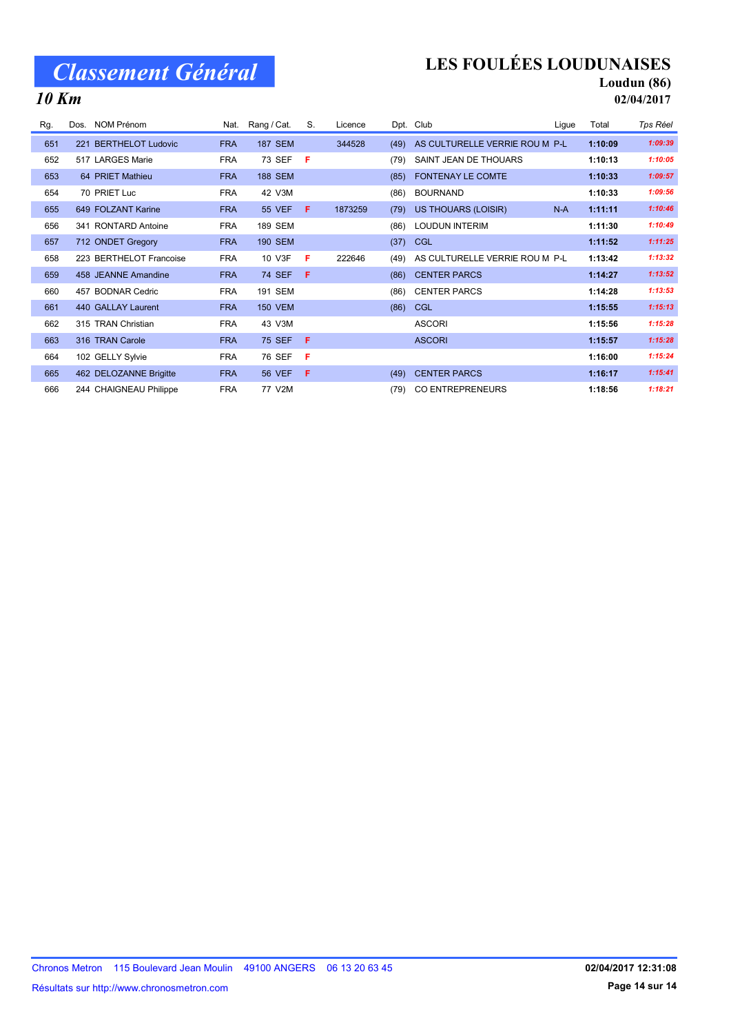# Classement Général

## 10 Km

# LES FOULÉES LOUDUNAISES

**Loudun (86)**

**02/04/2017**

| Rg. | Dos. | NOM Prénom | Nat. | Rang / Cat. | S. | Licence | Dpt. | Club | Ligue | Total | Tps Réel |
|---|---|---|---|---|---|---|---|---|---|---|---|
| 651 | 221 | BERTHELOT Ludovic | FRA | 187 SEM | | 344528 | (49) | AS CULTURELLE VERRIE ROU M | P-L | 1:10:09 | 1:09:39 |
| 652 | 517 | LARGES Marie | FRA | 73 SEF | F | | (79) | SAINT JEAN DE THOUARS | | 1:10:13 | 1:10:05 |
| 653 | 64 | PRIET Mathieu | FRA | 188 SEM | | | (85) | FONTENAY LE COMTE | | 1:10:33 | 1:09:57 |
| 654 | 70 | PRIET Luc | FRA | 42 V3M | | | (86) | BOURNAND | | 1:10:33 | 1:09:56 |
| 655 | 649 | FOLZANT Karine | FRA | 55 VEF | F | 1873259 | (79) | US THOUARS (LOISIR) | N-A | 1:11:11 | 1:10:46 |
| 656 | 341 | RONTARD Antoine | FRA | 189 SEM | | | (86) | LOUDUN INTERIM | | 1:11:30 | 1:10:49 |
| 657 | 712 | ONDET Gregory | FRA | 190 SEM | | | (37) | CGL | | 1:11:52 | 1:11:25 |
| 658 | 223 | BERTHELOT Francoise | FRA | 10 V3F | F | 222646 | (49) | AS CULTURELLE VERRIE ROU M | P-L | 1:13:42 | 1:13:32 |
| 659 | 458 | JEANNE Amandine | FRA | 74 SEF | F | | (86) | CENTER PARCS | | 1:14:27 | 1:13:52 |
| 660 | 457 | BODNAR Cedric | FRA | 191 SEM | | | (86) | CENTER PARCS | | 1:14:28 | 1:13:53 |
| 661 | 440 | GALLAY Laurent | FRA | 150 VEM | | | (86) | CGL | | 1:15:55 | 1:15:13 |
| 662 | 315 | TRAN Christian | FRA | 43 V3M | | | | ASCORI | | 1:15:56 | 1:15:28 |
| 663 | 316 | TRAN Carole | FRA | 75 SEF | F | | | ASCORI | | 1:15:57 | 1:15:28 |
| 664 | 102 | GELLY Sylvie | FRA | 76 SEF | F | | | | | 1:16:00 | 1:15:24 |
| 665 | 462 | DELOZANNE Brigitte | FRA | 56 VEF | F | | (49) | CENTER PARCS | | 1:16:17 | 1:15:41 |
| 666 | 244 | CHAIGNEAU Philippe | FRA | 77 V2M | | | (79) | CO ENTREPRENEURS | | 1:18:56 | 1:18:21 |

Chronos Metron 115 Boulevard Jean Moulin 49100 ANGERS 06 13 20 63 45

Résultats sur http://www.chronosmetron.com

02/04/2017 12:31:08